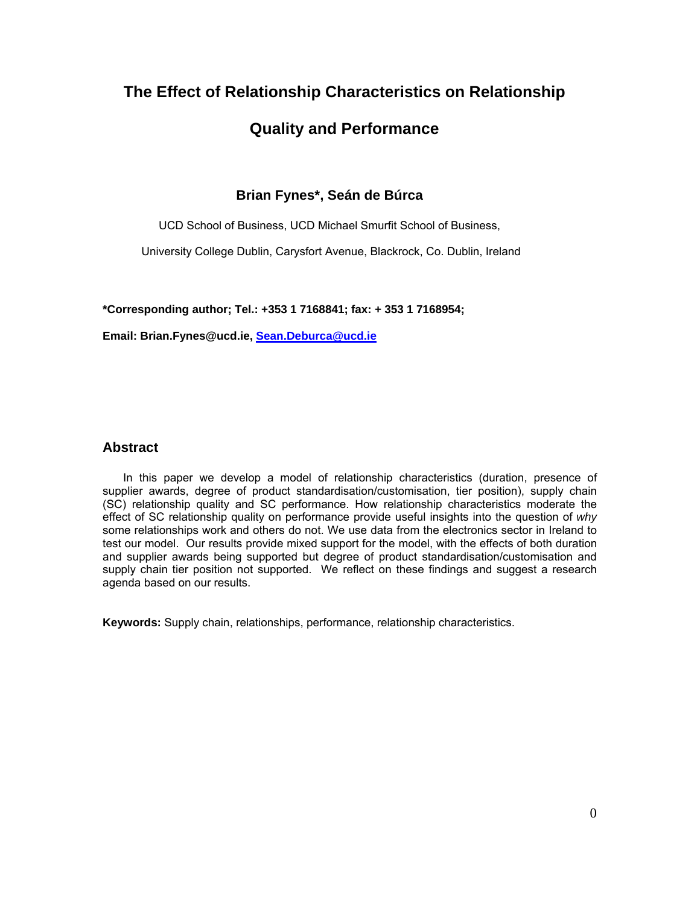# The Effect of Relationship Characteristics on Relationship Quality and Performance

**Brian Fynes*, Seán de Búrca**

UCD School of Business, UCD Michael Smurfit School of Business,

University College Dublin, Carysfort Avenue, Blackrock, Co. Dublin, Ireland

**\*Corresponding author; Tel.: +353 1 7168841; fax: + 353 1 7168954;**

**Email: Brian.Fynes@ucd.ie, Sean.Deburca@ucd.ie**

## Abstract

In this paper we develop a model of relationship characteristics (duration, presence of supplier awards, degree of product standardisation/customisation, tier position), supply chain (SC) relationship quality and SC performance. How relationship characteristics moderate the effect of SC relationship quality on performance provide useful insights into the question of *why* some relationships work and others do not. We use data from the electronics sector in Ireland to test our model. Our results provide mixed support for the model, with the effects of both duration and supplier awards being supported but degree of product standardisation/customisation and supply chain tier position not supported. We reflect on these findings and suggest a research agenda based on our results.

**Keywords:** Supply chain, relationships, performance, relationship characteristics.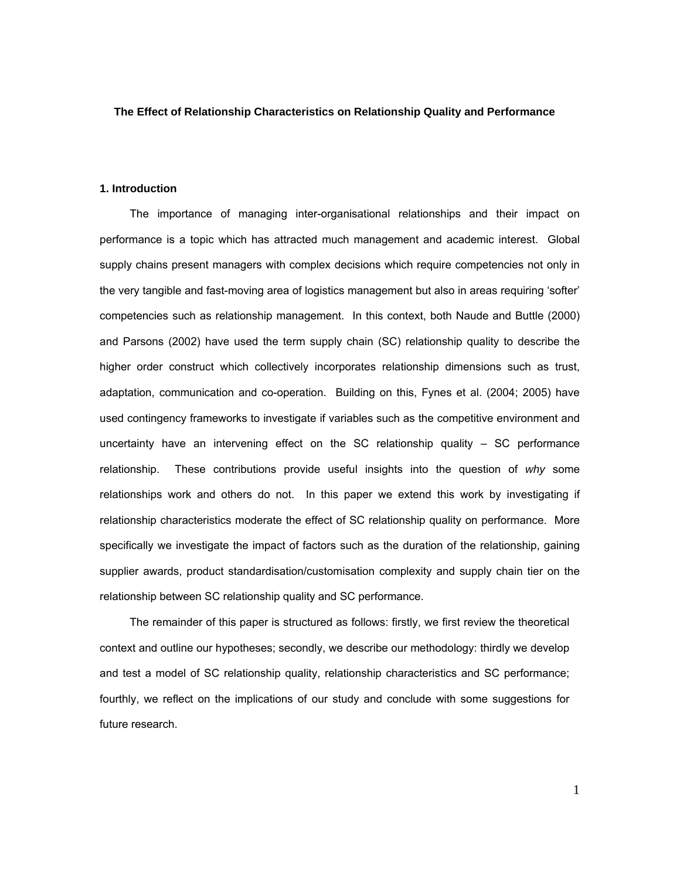# The Effect of Relationship Characteristics on Relationship Quality and Performance

## 1. Introduction

The importance of managing inter-organisational relationships and their impact on performance is a topic which has attracted much management and academic interest. Global supply chains present managers with complex decisions which require competencies not only in the very tangible and fast-moving area of logistics management but also in areas requiring 'softer' competencies such as relationship management. In this context, both Naude and Buttle (2000) and Parsons (2002) have used the term supply chain (SC) relationship quality to describe the higher order construct which collectively incorporates relationship dimensions such as trust, adaptation, communication and co-operation. Building on this, Fynes et al. (2004; 2005) have used contingency frameworks to investigate if variables such as the competitive environment and uncertainty have an intervening effect on the SC relationship quality – SC performance relationship. These contributions provide useful insights into the question of *why* some relationships work and others do not. In this paper we extend this work by investigating if relationship characteristics moderate the effect of SC relationship quality on performance. More specifically we investigate the impact of factors such as the duration of the relationship, gaining supplier awards, product standardisation/customisation complexity and supply chain tier on the relationship between SC relationship quality and SC performance.

The remainder of this paper is structured as follows: firstly, we first review the theoretical context and outline our hypotheses; secondly, we describe our methodology: thirdly we develop and test a model of SC relationship quality, relationship characteristics and SC performance; fourthly, we reflect on the implications of our study and conclude with some suggestions for future research.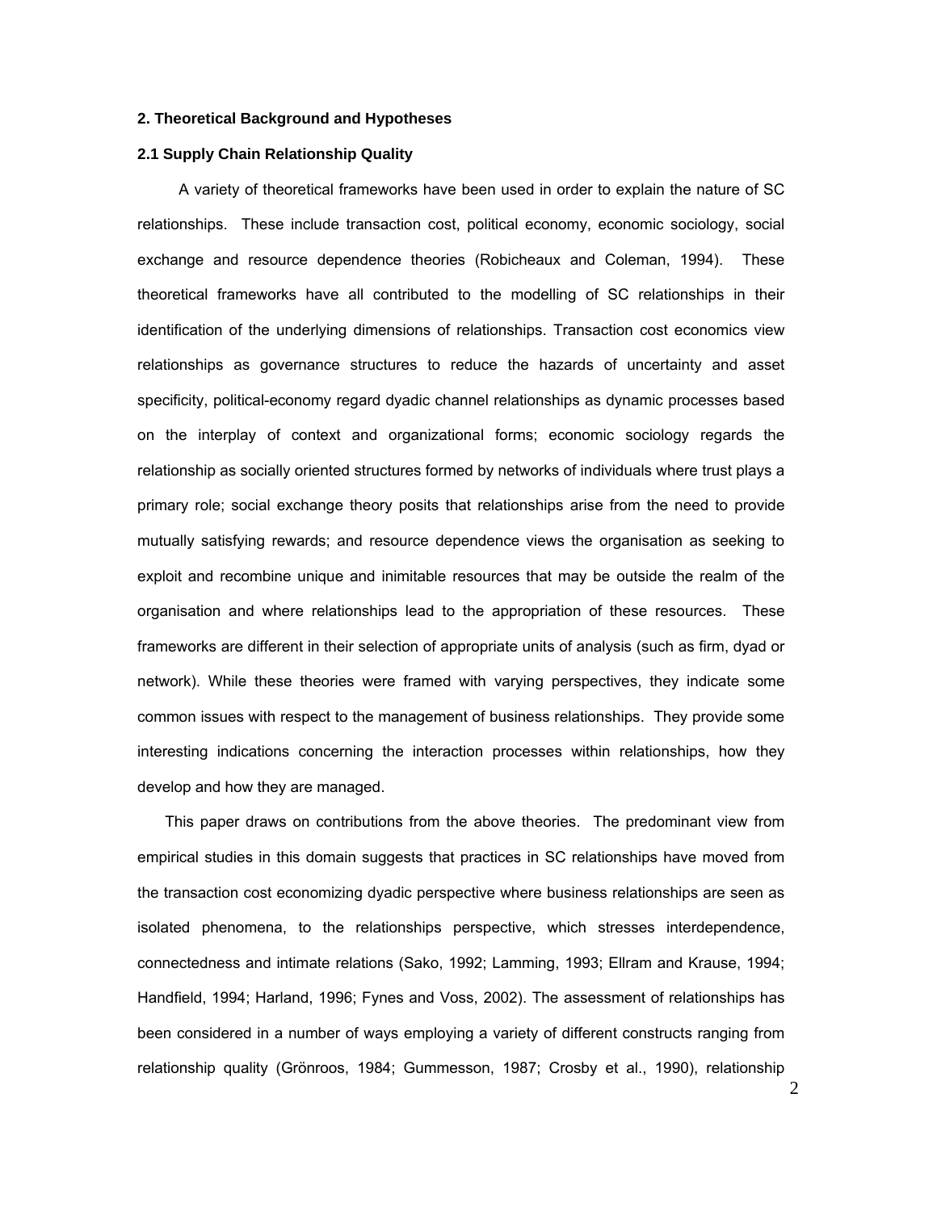## 2. Theoretical Background and Hypotheses

### 2.1 Supply Chain Relationship Quality

A variety of theoretical frameworks have been used in order to explain the nature of SC relationships. These include transaction cost, political economy, economic sociology, social exchange and resource dependence theories (Robicheaux and Coleman, 1994). These theoretical frameworks have all contributed to the modelling of SC relationships in their identification of the underlying dimensions of relationships. Transaction cost economics view relationships as governance structures to reduce the hazards of uncertainty and asset specificity, political-economy regard dyadic channel relationships as dynamic processes based on the interplay of context and organizational forms; economic sociology regards the relationship as socially oriented structures formed by networks of individuals where trust plays a primary role; social exchange theory posits that relationships arise from the need to provide mutually satisfying rewards; and resource dependence views the organisation as seeking to exploit and recombine unique and inimitable resources that may be outside the realm of the organisation and where relationships lead to the appropriation of these resources. These frameworks are different in their selection of appropriate units of analysis (such as firm, dyad or network). While these theories were framed with varying perspectives, they indicate some common issues with respect to the management of business relationships. They provide some interesting indications concerning the interaction processes within relationships, how they develop and how they are managed.

This paper draws on contributions from the above theories. The predominant view from empirical studies in this domain suggests that practices in SC relationships have moved from the transaction cost economizing dyadic perspective where business relationships are seen as isolated phenomena, to the relationships perspective, which stresses interdependence, connectedness and intimate relations (Sako, 1992; Lamming, 1993; Ellram and Krause, 1994; Handfield, 1994; Harland, 1996; Fynes and Voss, 2002). The assessment of relationships has been considered in a number of ways employing a variety of different constructs ranging from relationship quality (Grönroos, 1984; Gummesson, 1987; Crosby et al., 1990), relationship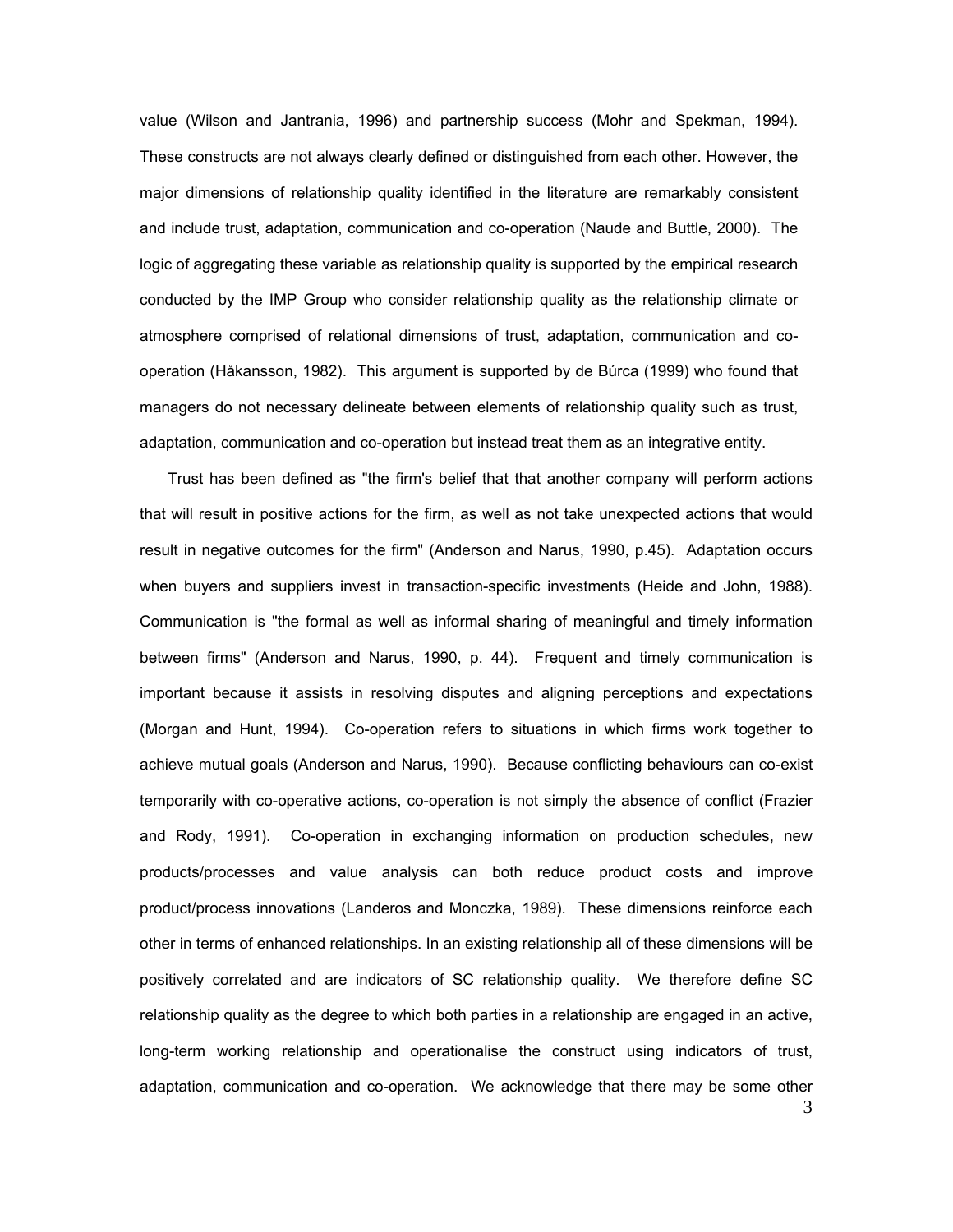value (Wilson and Jantrania, 1996) and partnership success (Mohr and Spekman, 1994). These constructs are not always clearly defined or distinguished from each other. However, the major dimensions of relationship quality identified in the literature are remarkably consistent and include trust, adaptation, communication and co-operation (Naude and Buttle, 2000). The logic of aggregating these variable as relationship quality is supported by the empirical research conducted by the IMP Group who consider relationship quality as the relationship climate or atmosphere comprised of relational dimensions of trust, adaptation, communication and co-operation (Håkansson, 1982). This argument is supported by de Búrca (1999) who found that managers do not necessary delineate between elements of relationship quality such as trust, adaptation, communication and co-operation but instead treat them as an integrative entity.

Trust has been defined as "the firm's belief that that another company will perform actions that will result in positive actions for the firm, as well as not take unexpected actions that would result in negative outcomes for the firm" (Anderson and Narus, 1990, p.45). Adaptation occurs when buyers and suppliers invest in transaction-specific investments (Heide and John, 1988). Communication is "the formal as well as informal sharing of meaningful and timely information between firms" (Anderson and Narus, 1990, p. 44). Frequent and timely communication is important because it assists in resolving disputes and aligning perceptions and expectations (Morgan and Hunt, 1994). Co-operation refers to situations in which firms work together to achieve mutual goals (Anderson and Narus, 1990). Because conflicting behaviours can co-exist temporarily with co-operative actions, co-operation is not simply the absence of conflict (Frazier and Rody, 1991). Co-operation in exchanging information on production schedules, new products/processes and value analysis can both reduce product costs and improve product/process innovations (Landeros and Monczka, 1989). These dimensions reinforce each other in terms of enhanced relationships. In an existing relationship all of these dimensions will be positively correlated and are indicators of SC relationship quality. We therefore define SC relationship quality as the degree to which both parties in a relationship are engaged in an active, long-term working relationship and operationalise the construct using indicators of trust, adaptation, communication and co-operation. We acknowledge that there may be some other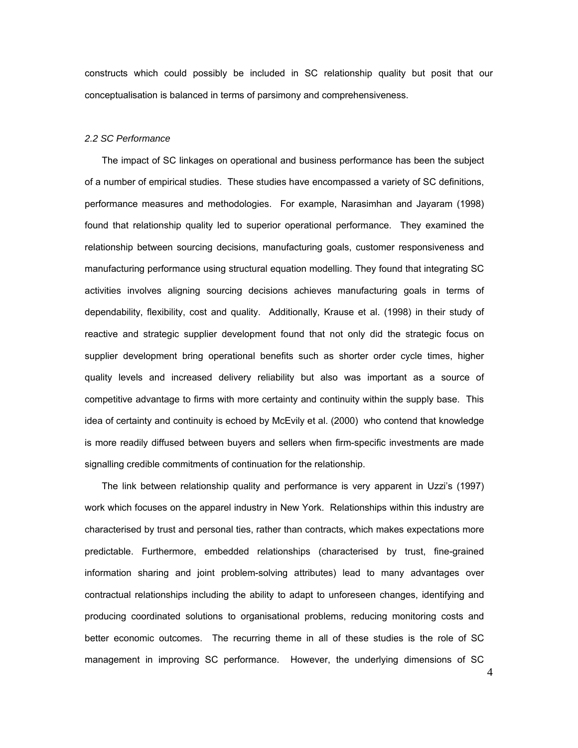constructs which could possibly be included in SC relationship quality but posit that our conceptualisation is balanced in terms of parsimony and comprehensiveness.

### *2.2 SC Performance*

The impact of SC linkages on operational and business performance has been the subject of a number of empirical studies. These studies have encompassed a variety of SC definitions, performance measures and methodologies. For example, Narasimhan and Jayaram (1998) found that relationship quality led to superior operational performance. They examined the relationship between sourcing decisions, manufacturing goals, customer responsiveness and manufacturing performance using structural equation modelling. They found that integrating SC activities involves aligning sourcing decisions achieves manufacturing goals in terms of dependability, flexibility, cost and quality. Additionally, Krause et al. (1998) in their study of reactive and strategic supplier development found that not only did the strategic focus on supplier development bring operational benefits such as shorter order cycle times, higher quality levels and increased delivery reliability but also was important as a source of competitive advantage to firms with more certainty and continuity within the supply base. This idea of certainty and continuity is echoed by McEvily et al. (2000) who contend that knowledge is more readily diffused between buyers and sellers when firm-specific investments are made signalling credible commitments of continuation for the relationship.

The link between relationship quality and performance is very apparent in Uzzi's (1997) work which focuses on the apparel industry in New York. Relationships within this industry are characterised by trust and personal ties, rather than contracts, which makes expectations more predictable. Furthermore, embedded relationships (characterised by trust, fine-grained information sharing and joint problem-solving attributes) lead to many advantages over contractual relationships including the ability to adapt to unforeseen changes, identifying and producing coordinated solutions to organisational problems, reducing monitoring costs and better economic outcomes. The recurring theme in all of these studies is the role of SC management in improving SC performance. However, the underlying dimensions of SC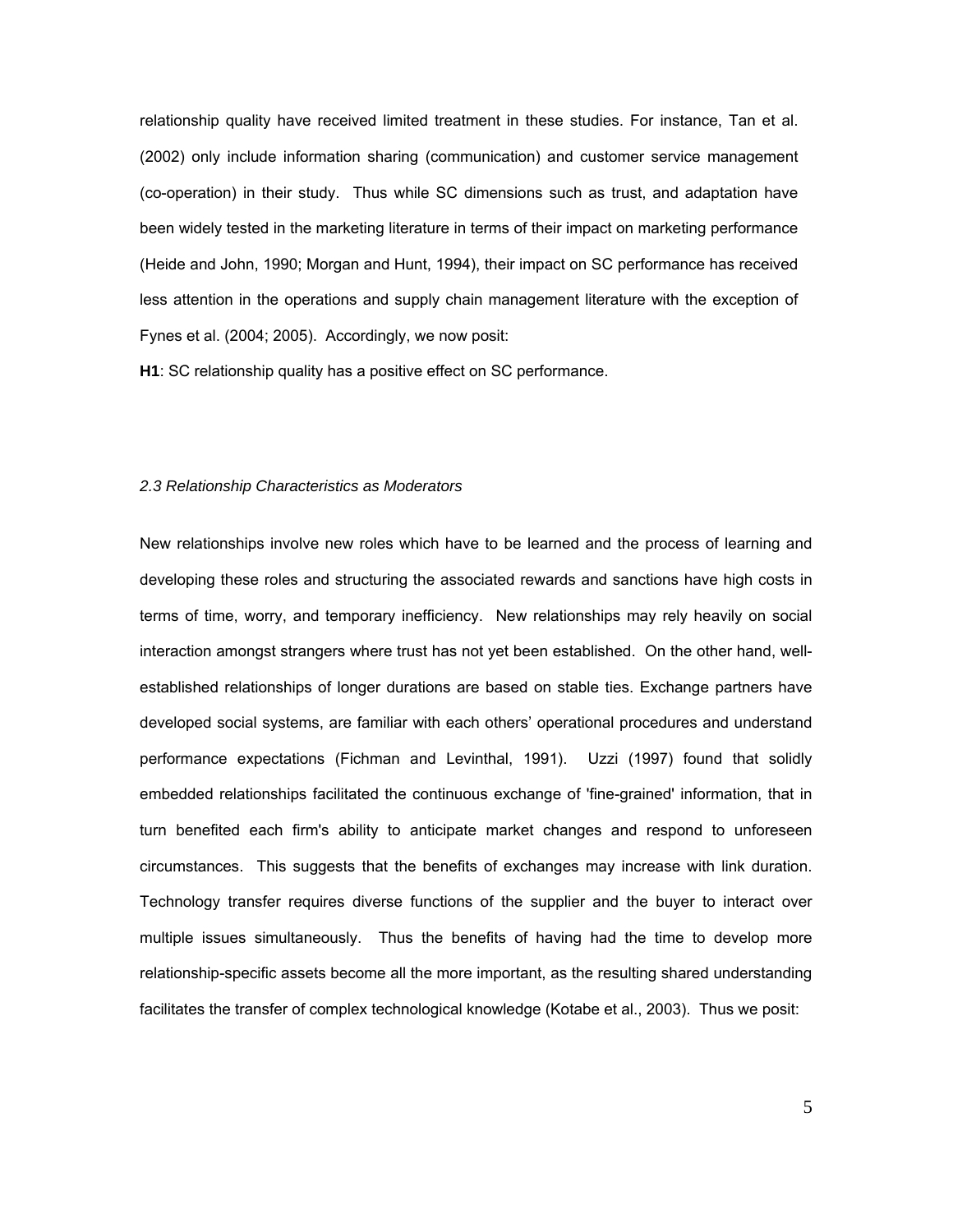relationship quality have received limited treatment in these studies. For instance, Tan et al. (2002) only include information sharing (communication) and customer service management (co-operation) in their study. Thus while SC dimensions such as trust, and adaptation have been widely tested in the marketing literature in terms of their impact on marketing performance (Heide and John, 1990; Morgan and Hunt, 1994), their impact on SC performance has received less attention in the operations and supply chain management literature with the exception of Fynes et al. (2004; 2005). Accordingly, we now posit:

**H1**: SC relationship quality has a positive effect on SC performance.

### *2.3 Relationship Characteristics as Moderators*

New relationships involve new roles which have to be learned and the process of learning and developing these roles and structuring the associated rewards and sanctions have high costs in terms of time, worry, and temporary inefficiency. New relationships may rely heavily on social interaction amongst strangers where trust has not yet been established. On the other hand, well-established relationships of longer durations are based on stable ties. Exchange partners have developed social systems, are familiar with each others' operational procedures and understand performance expectations (Fichman and Levinthal, 1991). Uzzi (1997) found that solidly embedded relationships facilitated the continuous exchange of 'fine-grained' information, that in turn benefited each firm's ability to anticipate market changes and respond to unforeseen circumstances. This suggests that the benefits of exchanges may increase with link duration. Technology transfer requires diverse functions of the supplier and the buyer to interact over multiple issues simultaneously. Thus the benefits of having had the time to develop more relationship-specific assets become all the more important, as the resulting shared understanding facilitates the transfer of complex technological knowledge (Kotabe et al., 2003). Thus we posit: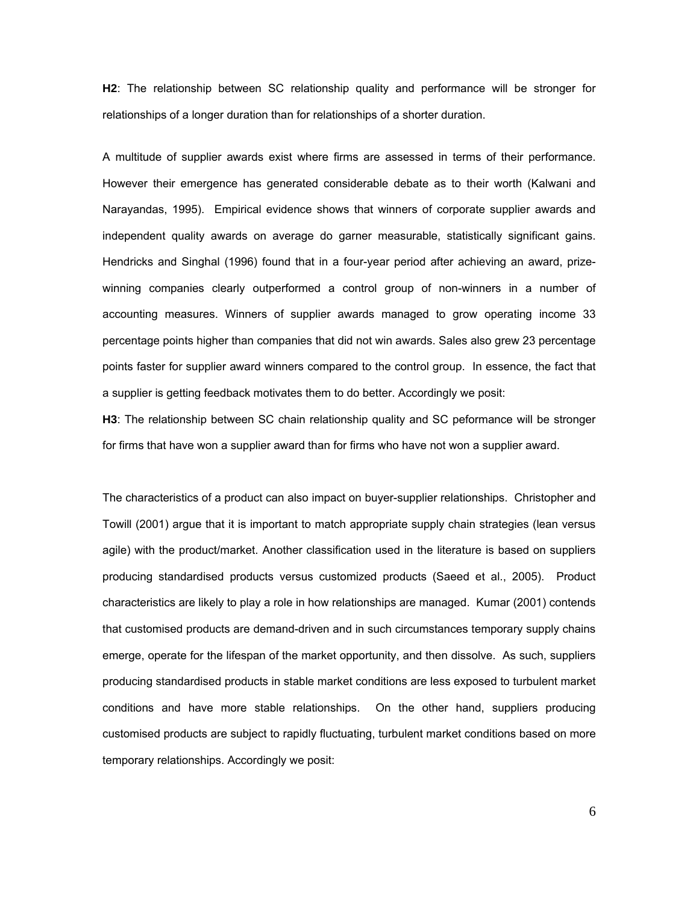**H2**: The relationship between SC relationship quality and performance will be stronger for relationships of a longer duration than for relationships of a shorter duration.

A multitude of supplier awards exist where firms are assessed in terms of their performance. However their emergence has generated considerable debate as to their worth (Kalwani and Narayandas, 1995). Empirical evidence shows that winners of corporate supplier awards and independent quality awards on average do garner measurable, statistically significant gains. Hendricks and Singhal (1996) found that in a four-year period after achieving an award, prize-winning companies clearly outperformed a control group of non-winners in a number of accounting measures. Winners of supplier awards managed to grow operating income 33 percentage points higher than companies that did not win awards. Sales also grew 23 percentage points faster for supplier award winners compared to the control group. In essence, the fact that a supplier is getting feedback motivates them to do better. Accordingly we posit:

**H3**: The relationship between SC chain relationship quality and SC peformance will be stronger for firms that have won a supplier award than for firms who have not won a supplier award.

The characteristics of a product can also impact on buyer-supplier relationships. Christopher and Towill (2001) argue that it is important to match appropriate supply chain strategies (lean versus agile) with the product/market. Another classification used in the literature is based on suppliers producing standardised products versus customized products (Saeed et al., 2005). Product characteristics are likely to play a role in how relationships are managed. Kumar (2001) contends that customised products are demand-driven and in such circumstances temporary supply chains emerge, operate for the lifespan of the market opportunity, and then dissolve. As such, suppliers producing standardised products in stable market conditions are less exposed to turbulent market conditions and have more stable relationships. On the other hand, suppliers producing customised products are subject to rapidly fluctuating, turbulent market conditions based on more temporary relationships. Accordingly we posit: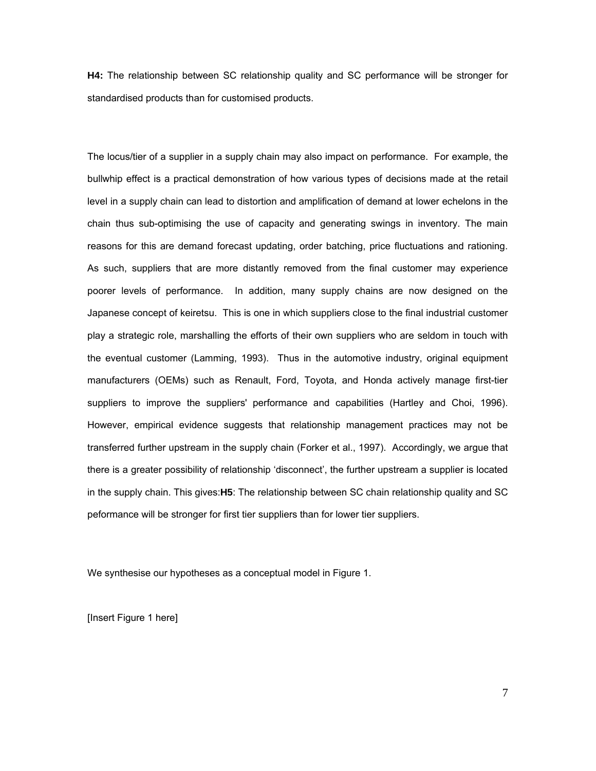**H4:** The relationship between SC relationship quality and SC performance will be stronger for standardised products than for customised products.

The locus/tier of a supplier in a supply chain may also impact on performance. For example, the bullwhip effect is a practical demonstration of how various types of decisions made at the retail level in a supply chain can lead to distortion and amplification of demand at lower echelons in the chain thus sub-optimising the use of capacity and generating swings in inventory. The main reasons for this are demand forecast updating, order batching, price fluctuations and rationing. As such, suppliers that are more distantly removed from the final customer may experience poorer levels of performance. In addition, many supply chains are now designed on the Japanese concept of keiretsu. This is one in which suppliers close to the final industrial customer play a strategic role, marshalling the efforts of their own suppliers who are seldom in touch with the eventual customer (Lamming, 1993). Thus in the automotive industry, original equipment manufacturers (OEMs) such as Renault, Ford, Toyota, and Honda actively manage first-tier suppliers to improve the suppliers' performance and capabilities (Hartley and Choi, 1996). However, empirical evidence suggests that relationship management practices may not be transferred further upstream in the supply chain (Forker et al., 1997). Accordingly, we argue that there is a greater possibility of relationship 'disconnect', the further upstream a supplier is located in the supply chain. This gives:**H5**: The relationship between SC chain relationship quality and SC peformance will be stronger for first tier suppliers than for lower tier suppliers.

We synthesise our hypotheses as a conceptual model in Figure 1.

[Insert Figure 1 here]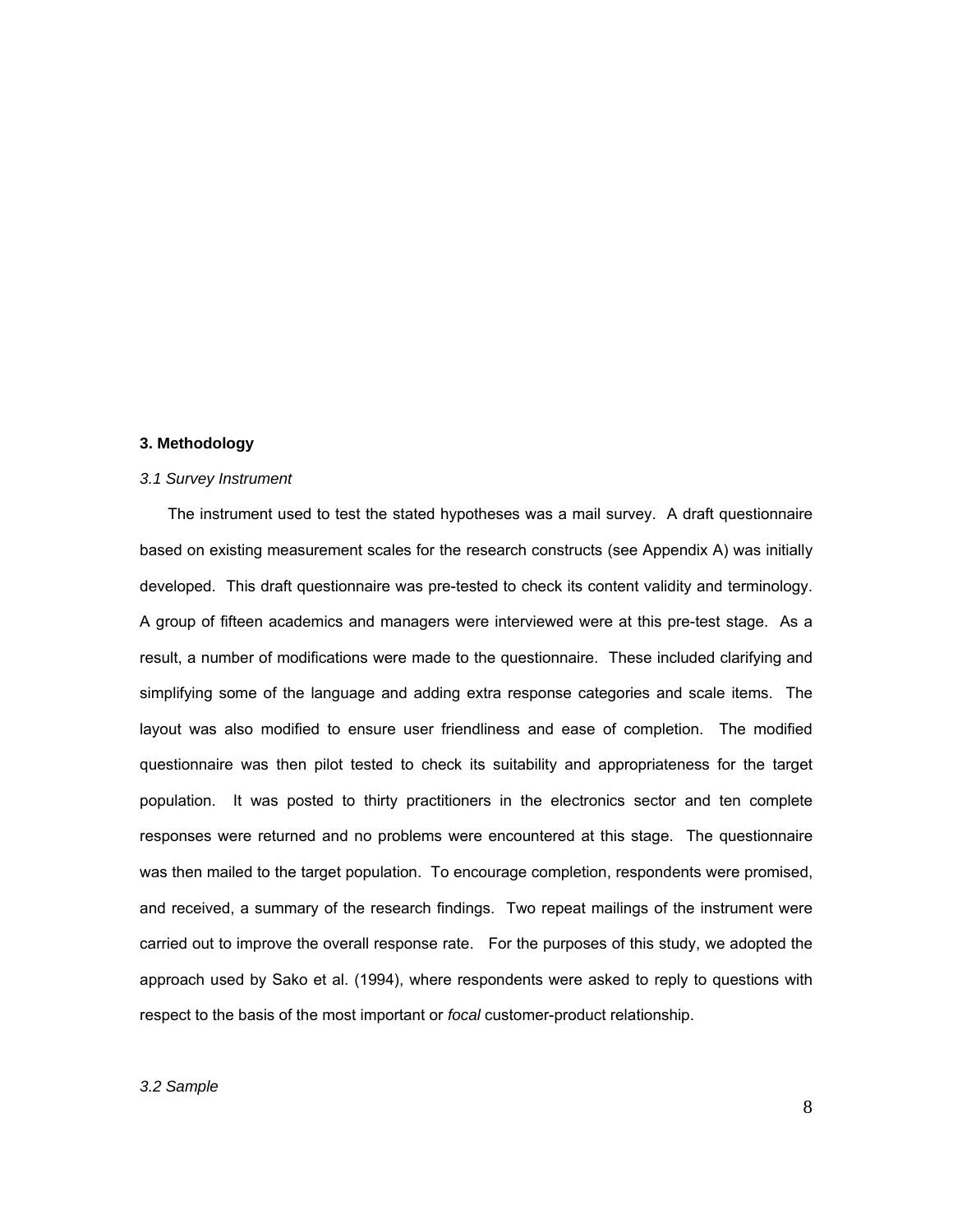## 3. Methodology

### *3.1 Survey Instrument*

The instrument used to test the stated hypotheses was a mail survey. A draft questionnaire based on existing measurement scales for the research constructs (see Appendix A) was initially developed. This draft questionnaire was pre-tested to check its content validity and terminology. A group of fifteen academics and managers were interviewed were at this pre-test stage. As a result, a number of modifications were made to the questionnaire. These included clarifying and simplifying some of the language and adding extra response categories and scale items. The layout was also modified to ensure user friendliness and ease of completion. The modified questionnaire was then pilot tested to check its suitability and appropriateness for the target population. It was posted to thirty practitioners in the electronics sector and ten complete responses were returned and no problems were encountered at this stage. The questionnaire was then mailed to the target population. To encourage completion, respondents were promised, and received, a summary of the research findings. Two repeat mailings of the instrument were carried out to improve the overall response rate. For the purposes of this study, we adopted the approach used by Sako et al. (1994), where respondents were asked to reply to questions with respect to the basis of the most important or *focal* customer-product relationship.

### *3.2 Sample*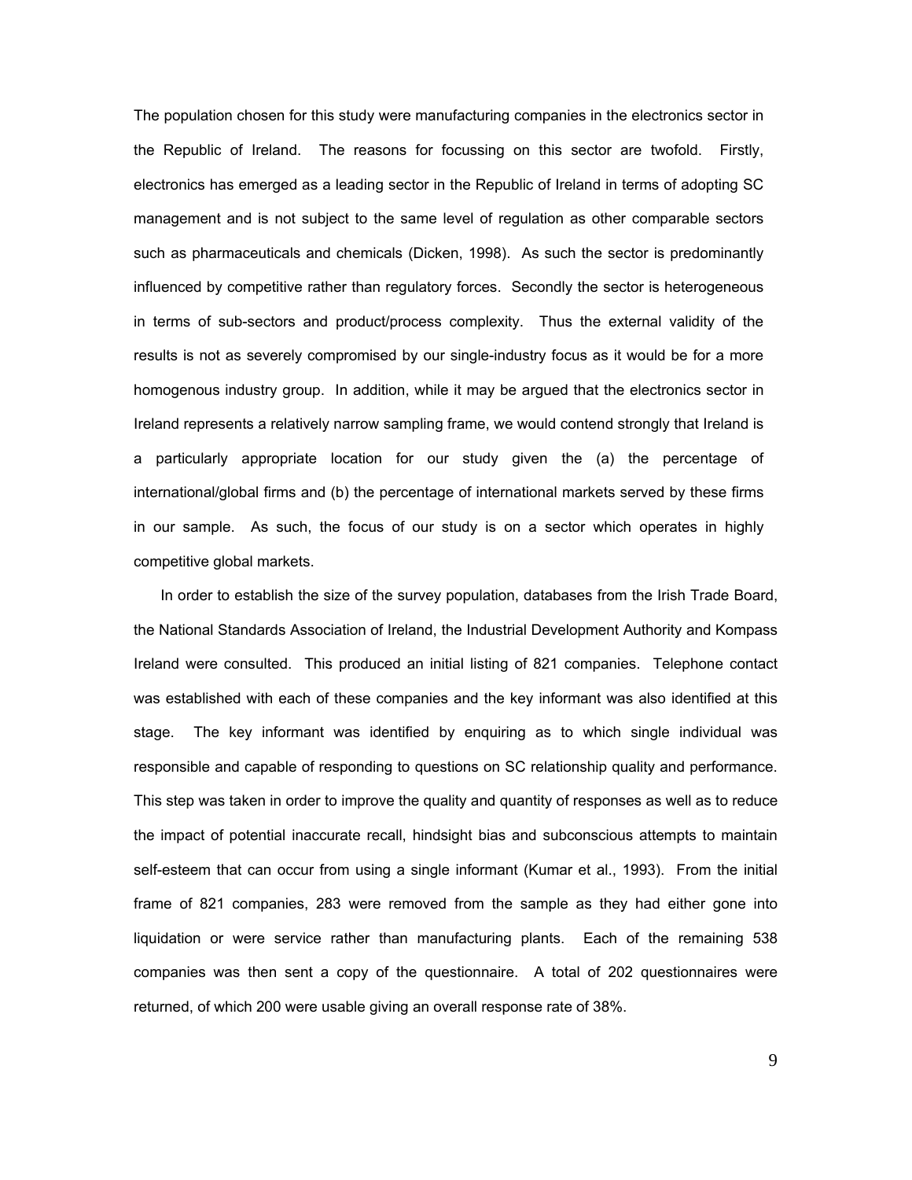The population chosen for this study were manufacturing companies in the electronics sector in the Republic of Ireland. The reasons for focussing on this sector are twofold. Firstly, electronics has emerged as a leading sector in the Republic of Ireland in terms of adopting SC management and is not subject to the same level of regulation as other comparable sectors such as pharmaceuticals and chemicals (Dicken, 1998). As such the sector is predominantly influenced by competitive rather than regulatory forces. Secondly the sector is heterogeneous in terms of sub-sectors and product/process complexity. Thus the external validity of the results is not as severely compromised by our single-industry focus as it would be for a more homogenous industry group. In addition, while it may be argued that the electronics sector in Ireland represents a relatively narrow sampling frame, we would contend strongly that Ireland is a particularly appropriate location for our study given the (a) the percentage of international/global firms and (b) the percentage of international markets served by these firms in our sample. As such, the focus of our study is on a sector which operates in highly competitive global markets.

In order to establish the size of the survey population, databases from the Irish Trade Board, the National Standards Association of Ireland, the Industrial Development Authority and Kompass Ireland were consulted. This produced an initial listing of 821 companies. Telephone contact was established with each of these companies and the key informant was also identified at this stage. The key informant was identified by enquiring as to which single individual was responsible and capable of responding to questions on SC relationship quality and performance. This step was taken in order to improve the quality and quantity of responses as well as to reduce the impact of potential inaccurate recall, hindsight bias and subconscious attempts to maintain self-esteem that can occur from using a single informant (Kumar et al., 1993). From the initial frame of 821 companies, 283 were removed from the sample as they had either gone into liquidation or were service rather than manufacturing plants. Each of the remaining 538 companies was then sent a copy of the questionnaire. A total of 202 questionnaires were returned, of which 200 were usable giving an overall response rate of 38%.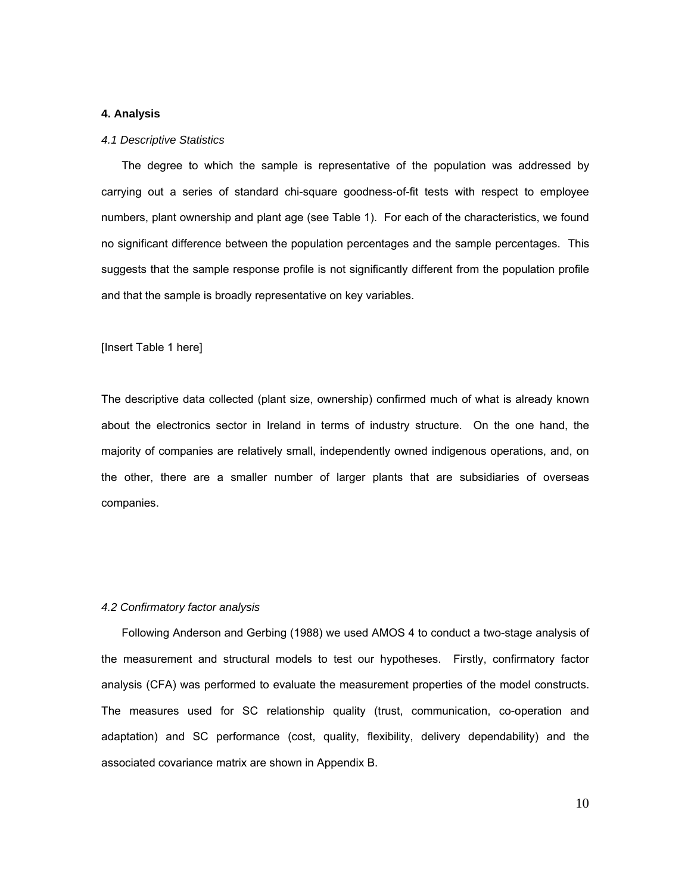## 4. Analysis

### *4.1 Descriptive Statistics*

The degree to which the sample is representative of the population was addressed by carrying out a series of standard chi-square goodness-of-fit tests with respect to employee numbers, plant ownership and plant age (see Table 1). For each of the characteristics, we found no significant difference between the population percentages and the sample percentages. This suggests that the sample response profile is not significantly different from the population profile and that the sample is broadly representative on key variables.

[Insert Table 1 here]

The descriptive data collected (plant size, ownership) confirmed much of what is already known about the electronics sector in Ireland in terms of industry structure. On the one hand, the majority of companies are relatively small, independently owned indigenous operations, and, on the other, there are a smaller number of larger plants that are subsidiaries of overseas companies.

### *4.2 Confirmatory factor analysis*

Following Anderson and Gerbing (1988) we used AMOS 4 to conduct a two-stage analysis of the measurement and structural models to test our hypotheses. Firstly, confirmatory factor analysis (CFA) was performed to evaluate the measurement properties of the model constructs. The measures used for SC relationship quality (trust, communication, co-operation and adaptation) and SC performance (cost, quality, flexibility, delivery dependability) and the associated covariance matrix are shown in Appendix B.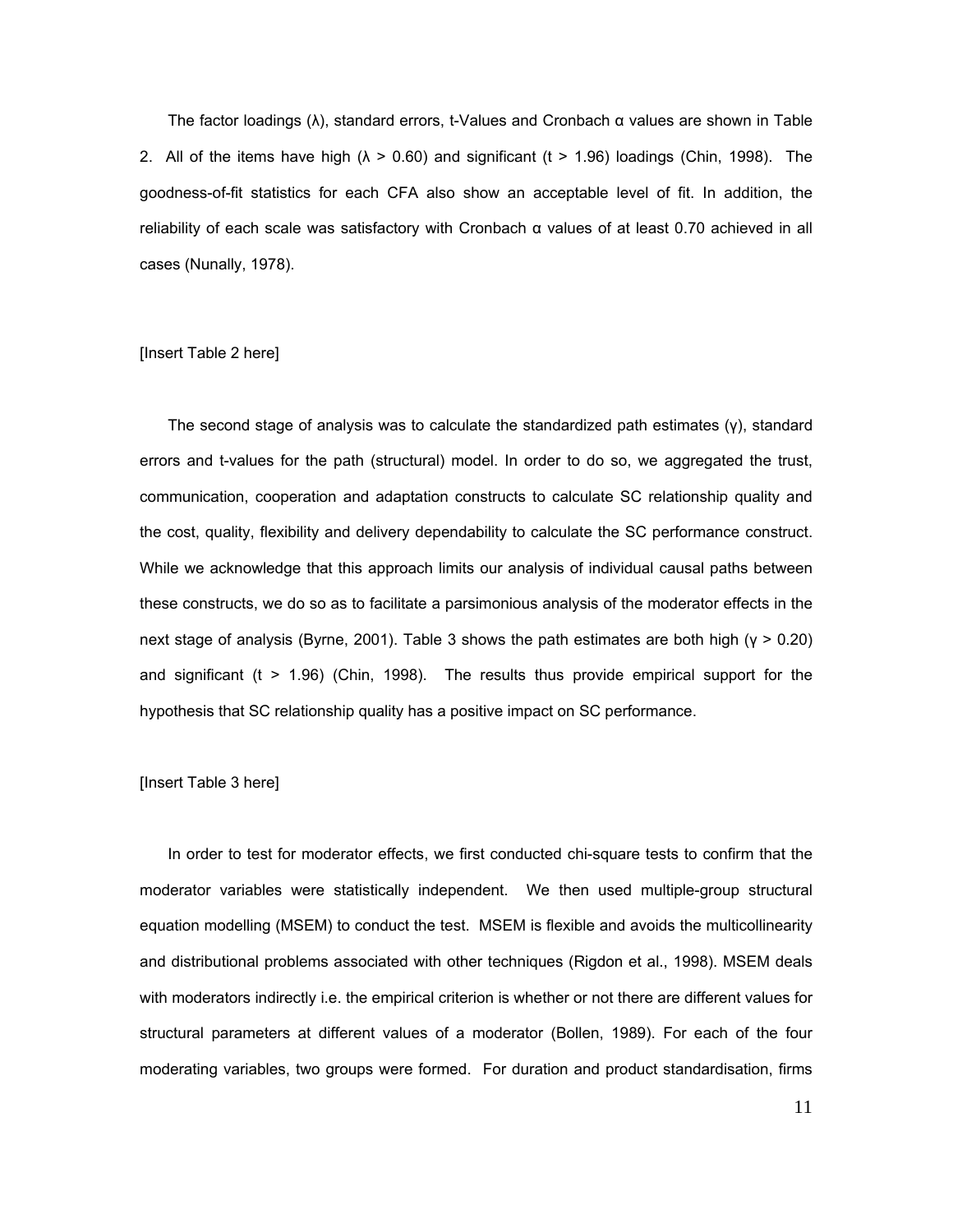The factor loadings (λ), standard errors, t-Values and Cronbach α values are shown in Table 2. All of the items have high ($\lambda > 0.60$) and significant ($t > 1.96$) loadings (Chin, 1998). The goodness-of-fit statistics for each CFA also show an acceptable level of fit. In addition, the reliability of each scale was satisfactory with Cronbach α values of at least 0.70 achieved in all cases (Nunally, 1978).

[Insert Table 2 here]

The second stage of analysis was to calculate the standardized path estimates (γ), standard errors and t-values for the path (structural) model. In order to do so, we aggregated the trust, communication, cooperation and adaptation constructs to calculate SC relationship quality and the cost, quality, flexibility and delivery dependability to calculate the SC performance construct. While we acknowledge that this approach limits our analysis of individual causal paths between these constructs, we do so as to facilitate a parsimonious analysis of the moderator effects in the next stage of analysis (Byrne, 2001). Table 3 shows the path estimates are both high ($\gamma > 0.20$) and significant ($t > 1.96$) (Chin, 1998). The results thus provide empirical support for the hypothesis that SC relationship quality has a positive impact on SC performance.

[Insert Table 3 here]

In order to test for moderator effects, we first conducted chi-square tests to confirm that the moderator variables were statistically independent. We then used multiple-group structural equation modelling (MSEM) to conduct the test. MSEM is flexible and avoids the multicollinearity and distributional problems associated with other techniques (Rigdon et al., 1998). MSEM deals with moderators indirectly i.e. the empirical criterion is whether or not there are different values for structural parameters at different values of a moderator (Bollen, 1989). For each of the four moderating variables, two groups were formed. For duration and product standardisation, firms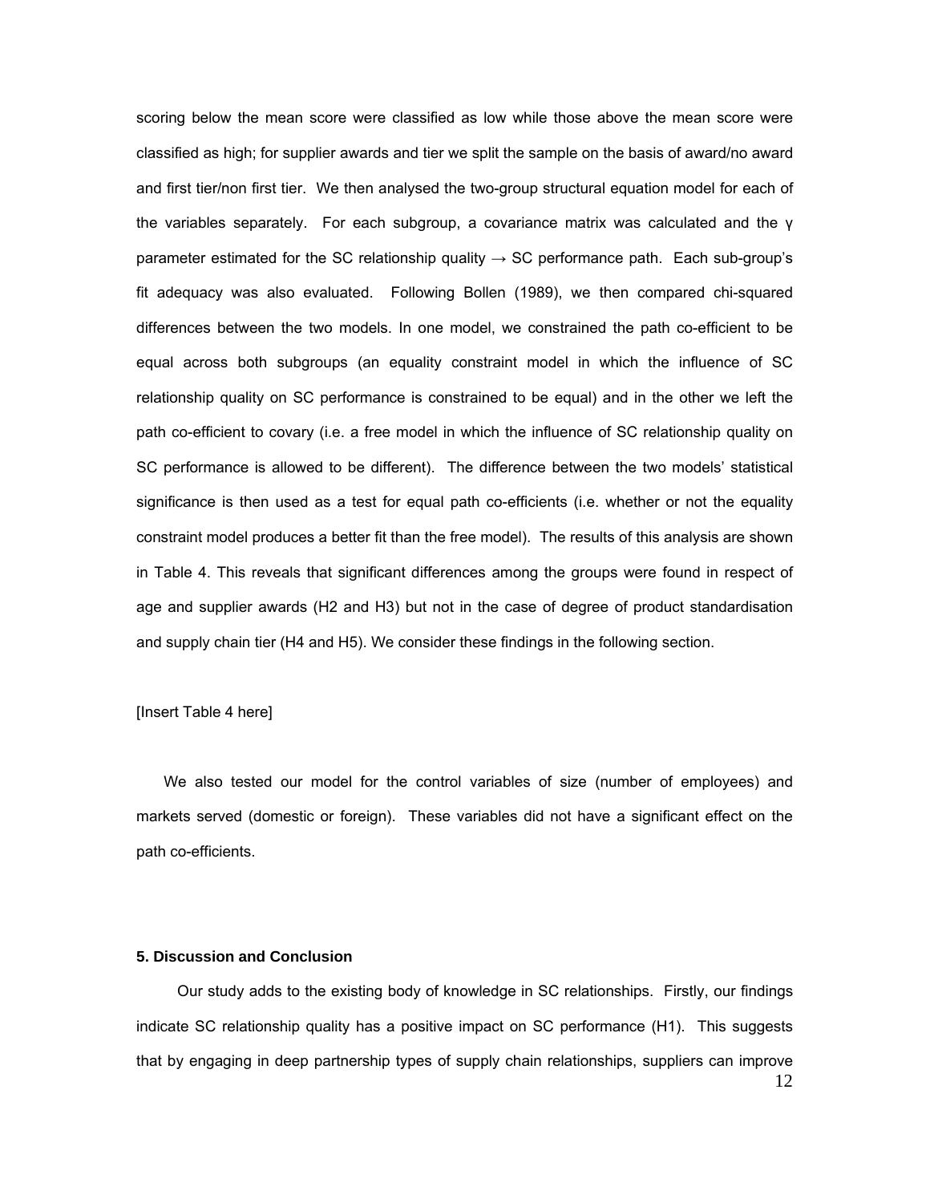scoring below the mean score were classified as low while those above the mean score were classified as high; for supplier awards and tier we split the sample on the basis of award/no award and first tier/non first tier. We then analysed the two-group structural equation model for each of the variables separately. For each subgroup, a covariance matrix was calculated and the $\gamma$ parameter estimated for the SC relationship quality → SC performance path. Each sub-group's fit adequacy was also evaluated. Following Bollen (1989), we then compared chi-squared differences between the two models. In one model, we constrained the path co-efficient to be equal across both subgroups (an equality constraint model in which the influence of SC relationship quality on SC performance is constrained to be equal) and in the other we left the path co-efficient to covary (i.e. a free model in which the influence of SC relationship quality on SC performance is allowed to be different). The difference between the two models' statistical significance is then used as a test for equal path co-efficients (i.e. whether or not the equality constraint model produces a better fit than the free model). The results of this analysis are shown in Table 4. This reveals that significant differences among the groups were found in respect of age and supplier awards (H2 and H3) but not in the case of degree of product standardisation and supply chain tier (H4 and H5). We consider these findings in the following section.

[Insert Table 4 here]

We also tested our model for the control variables of size (number of employees) and markets served (domestic or foreign). These variables did not have a significant effect on the path co-efficients.

### 5. Discussion and Conclusion

Our study adds to the existing body of knowledge in SC relationships. Firstly, our findings indicate SC relationship quality has a positive impact on SC performance (H1). This suggests that by engaging in deep partnership types of supply chain relationships, suppliers can improve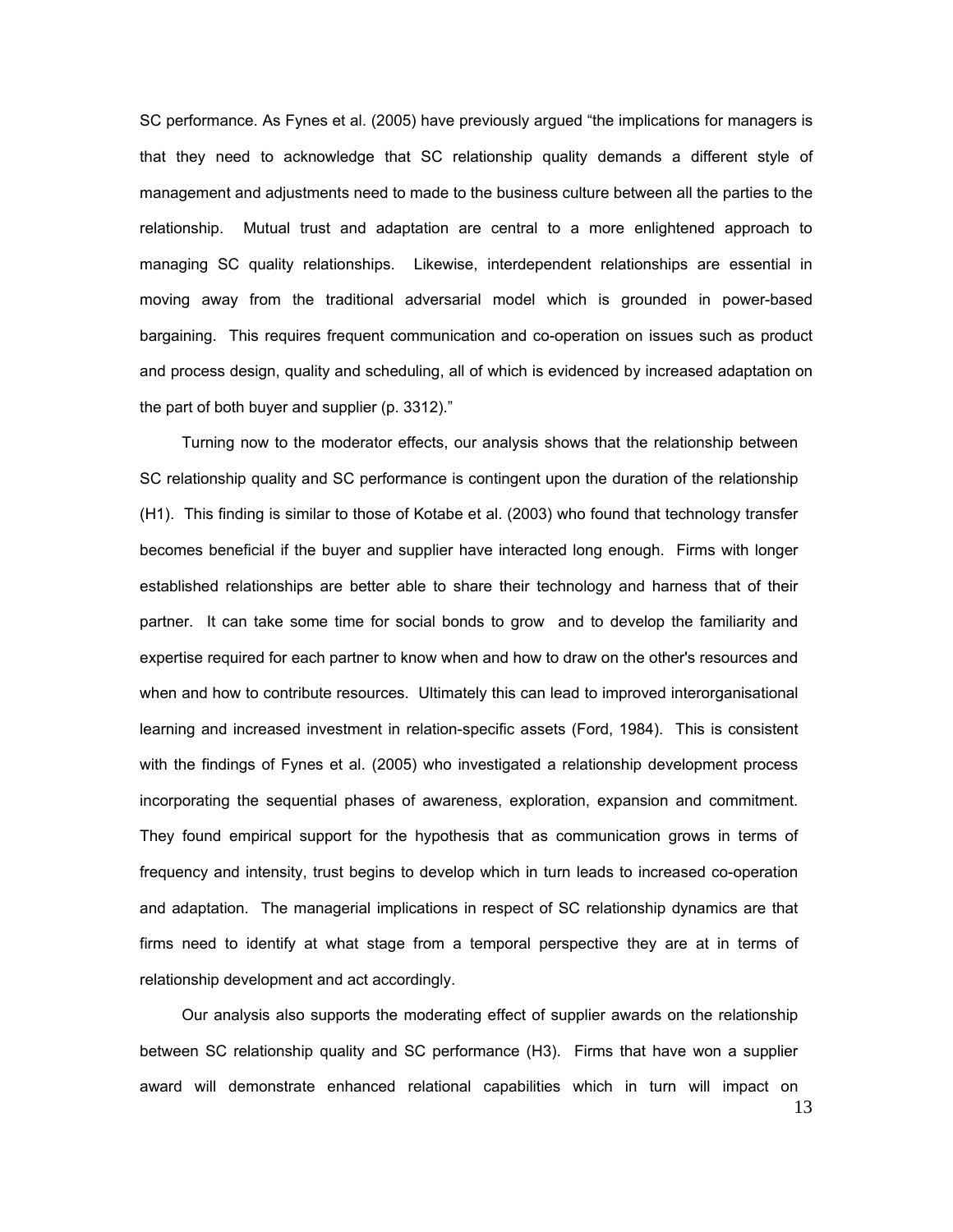SC performance. As Fynes et al. (2005) have previously argued "the implications for managers is that they need to acknowledge that SC relationship quality demands a different style of management and adjustments need to made to the business culture between all the parties to the relationship. Mutual trust and adaptation are central to a more enlightened approach to managing SC quality relationships. Likewise, interdependent relationships are essential in moving away from the traditional adversarial model which is grounded in power-based bargaining. This requires frequent communication and co-operation on issues such as product and process design, quality and scheduling, all of which is evidenced by increased adaptation on the part of both buyer and supplier (p. 3312)."

Turning now to the moderator effects, our analysis shows that the relationship between SC relationship quality and SC performance is contingent upon the duration of the relationship (H1). This finding is similar to those of Kotabe et al. (2003) who found that technology transfer becomes beneficial if the buyer and supplier have interacted long enough. Firms with longer established relationships are better able to share their technology and harness that of their partner. It can take some time for social bonds to grow and to develop the familiarity and expertise required for each partner to know when and how to draw on the other's resources and when and how to contribute resources. Ultimately this can lead to improved interorganisational learning and increased investment in relation-specific assets (Ford, 1984). This is consistent with the findings of Fynes et al. (2005) who investigated a relationship development process incorporating the sequential phases of awareness, exploration, expansion and commitment. They found empirical support for the hypothesis that as communication grows in terms of frequency and intensity, trust begins to develop which in turn leads to increased co-operation and adaptation. The managerial implications in respect of SC relationship dynamics are that firms need to identify at what stage from a temporal perspective they are at in terms of relationship development and act accordingly.

Our analysis also supports the moderating effect of supplier awards on the relationship between SC relationship quality and SC performance (H3). Firms that have won a supplier award will demonstrate enhanced relational capabilities which in turn will impact on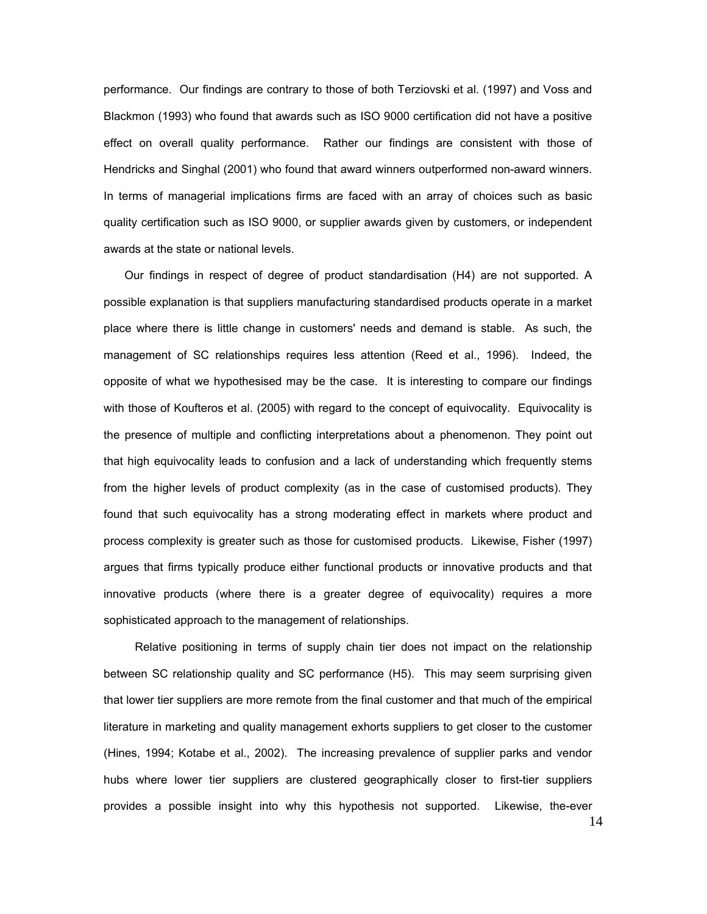performance. Our findings are contrary to those of both Terziovski et al. (1997) and Voss and Blackmon (1993) who found that awards such as ISO 9000 certification did not have a positive effect on overall quality performance. Rather our findings are consistent with those of Hendricks and Singhal (2001) who found that award winners outperformed non-award winners. In terms of managerial implications firms are faced with an array of choices such as basic quality certification such as ISO 9000, or supplier awards given by customers, or independent awards at the state or national levels.

Our findings in respect of degree of product standardisation (H4) are not supported. A possible explanation is that suppliers manufacturing standardised products operate in a market place where there is little change in customers' needs and demand is stable. As such, the management of SC relationships requires less attention (Reed et al., 1996). Indeed, the opposite of what we hypothesised may be the case. It is interesting to compare our findings with those of Koufteros et al. (2005) with regard to the concept of equivocality. Equivocality is the presence of multiple and conflicting interpretations about a phenomenon. They point out that high equivocality leads to confusion and a lack of understanding which frequently stems from the higher levels of product complexity (as in the case of customised products). They found that such equivocality has a strong moderating effect in markets where product and process complexity is greater such as those for customised products. Likewise, Fisher (1997) argues that firms typically produce either functional products or innovative products and that innovative products (where there is a greater degree of equivocality) requires a more sophisticated approach to the management of relationships.

Relative positioning in terms of supply chain tier does not impact on the relationship between SC relationship quality and SC performance (H5). This may seem surprising given that lower tier suppliers are more remote from the final customer and that much of the empirical literature in marketing and quality management exhorts suppliers to get closer to the customer (Hines, 1994; Kotabe et al., 2002). The increasing prevalence of supplier parks and vendor hubs where lower tier suppliers are clustered geographically closer to first-tier suppliers provides a possible insight into why this hypothesis not supported. Likewise, the-ever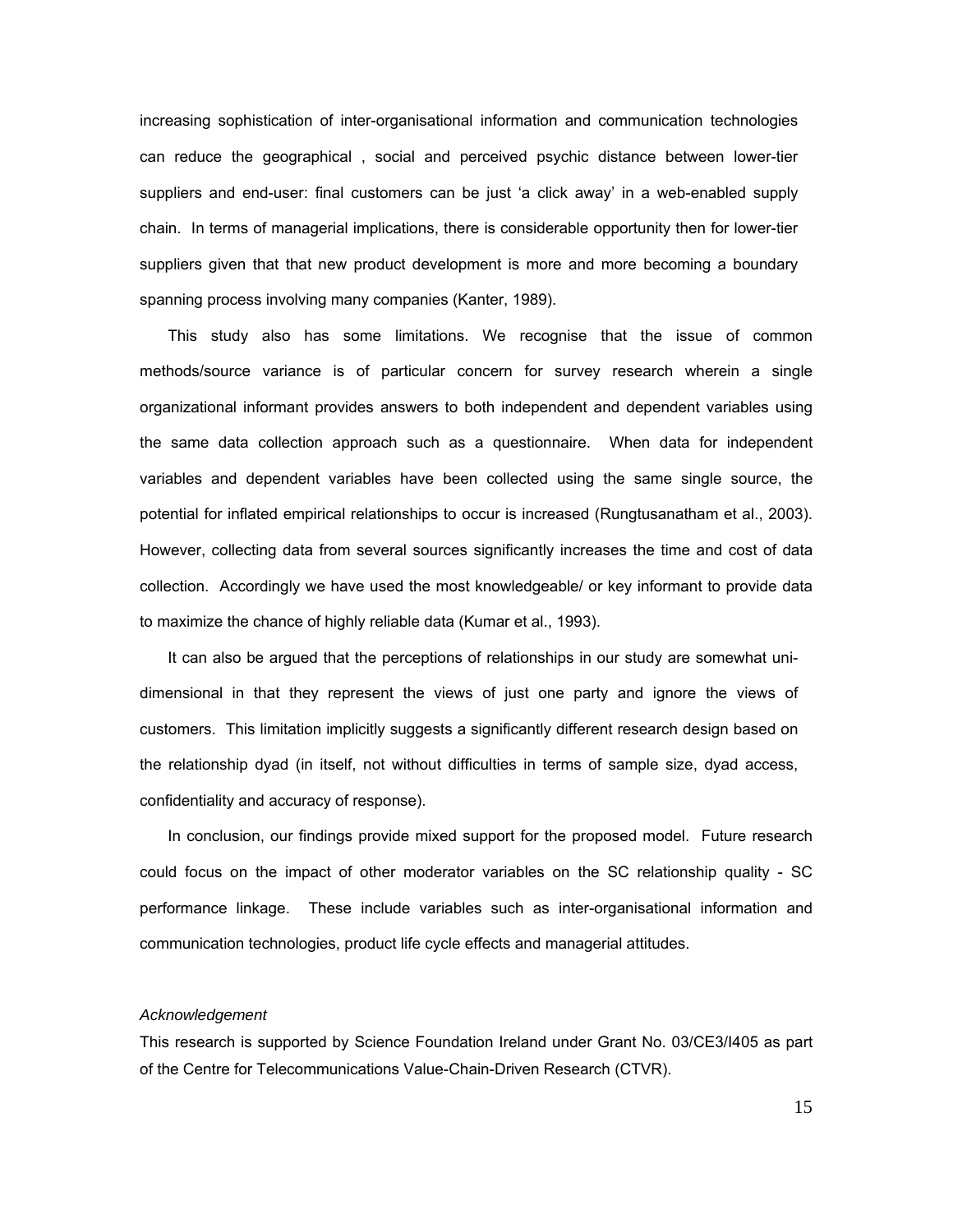increasing sophistication of inter-organisational information and communication technologies can reduce the geographical , social and perceived psychic distance between lower-tier suppliers and end-user: final customers can be just 'a click away' in a web-enabled supply chain. In terms of managerial implications, there is considerable opportunity then for lower-tier suppliers given that that new product development is more and more becoming a boundary spanning process involving many companies (Kanter, 1989).

This study also has some limitations. We recognise that the issue of common methods/source variance is of particular concern for survey research wherein a single organizational informant provides answers to both independent and dependent variables using the same data collection approach such as a questionnaire. When data for independent variables and dependent variables have been collected using the same single source, the potential for inflated empirical relationships to occur is increased (Rungtusanatham et al., 2003). However, collecting data from several sources significantly increases the time and cost of data collection. Accordingly we have used the most knowledgeable/ or key informant to provide data to maximize the chance of highly reliable data (Kumar et al., 1993).

It can also be argued that the perceptions of relationships in our study are somewhat uni-dimensional in that they represent the views of just one party and ignore the views of customers. This limitation implicitly suggests a significantly different research design based on the relationship dyad (in itself, not without difficulties in terms of sample size, dyad access, confidentiality and accuracy of response).

In conclusion, our findings provide mixed support for the proposed model. Future research could focus on the impact of other moderator variables on the SC relationship quality - SC performance linkage. These include variables such as inter-organisational information and communication technologies, product life cycle effects and managerial attitudes.

*Acknowledgement*

This research is supported by Science Foundation Ireland under Grant No. 03/CE3/I405 as part of the Centre for Telecommunications Value-Chain-Driven Research (CTVR).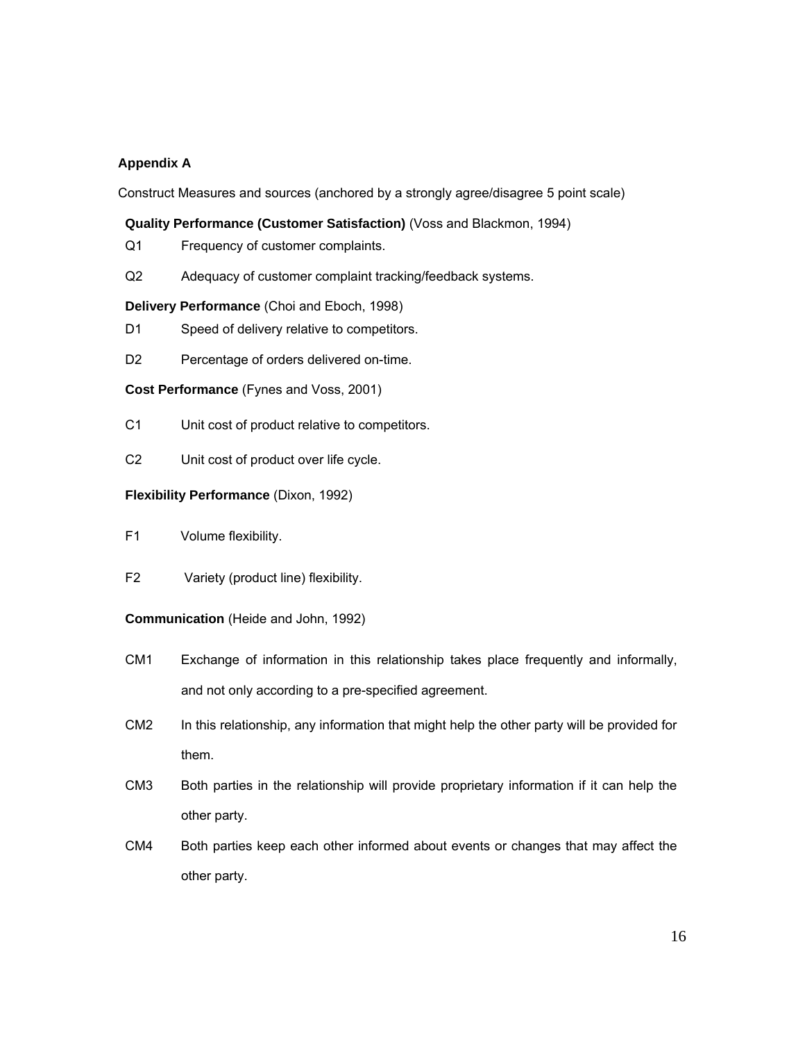## Appendix A

Construct Measures and sources (anchored by a strongly agree/disagree 5 point scale)

**Quality Performance (Customer Satisfaction)** (Voss and Blackmon, 1994)

Q1 Frequency of customer complaints.

Q2 Adequacy of customer complaint tracking/feedback systems.

**Delivery Performance** (Choi and Eboch, 1998)

D1 Speed of delivery relative to competitors.

D2 Percentage of orders delivered on-time.

**Cost Performance** (Fynes and Voss, 2001)

C1 Unit cost of product relative to competitors.

C2 Unit cost of product over life cycle.

**Flexibility Performance** (Dixon, 1992)

F1 Volume flexibility.

F2 Variety (product line) flexibility.

**Communication** (Heide and John, 1992)

CM1 Exchange of information in this relationship takes place frequently and informally, and not only according to a pre-specified agreement.

CM2 In this relationship, any information that might help the other party will be provided for them.

CM3 Both parties in the relationship will provide proprietary information if it can help the other party.

CM4 Both parties keep each other informed about events or changes that may affect the other party.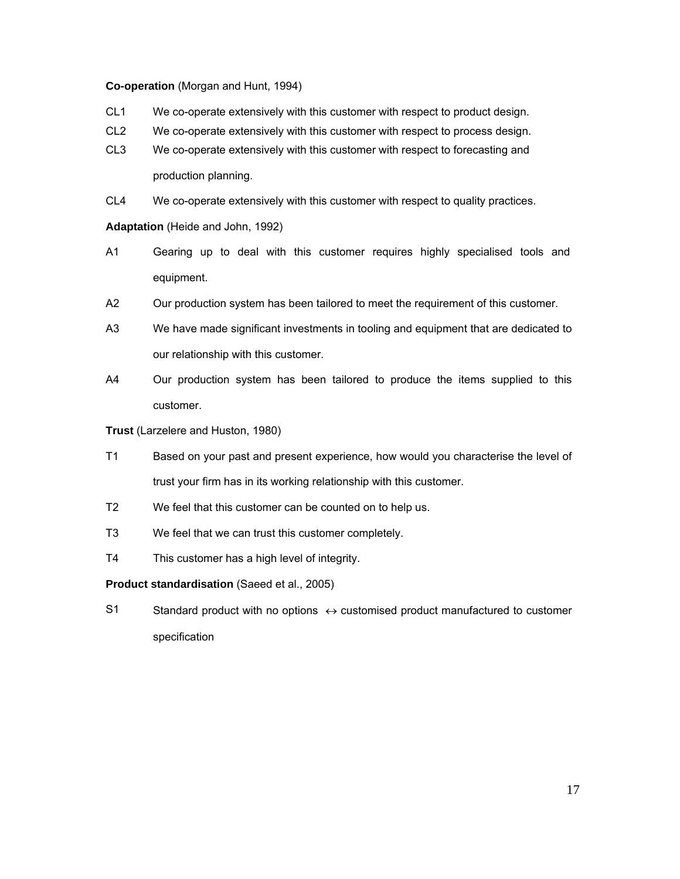**Co-operation** (Morgan and Hunt, 1994)

CL1 We co-operate extensively with this customer with respect to product design.

CL2 We co-operate extensively with this customer with respect to process design.

CL3 We co-operate extensively with this customer with respect to forecasting and production planning.

CL4 We co-operate extensively with this customer with respect to quality practices.

**Adaptation** (Heide and John, 1992)

A1 Gearing up to deal with this customer requires highly specialised tools and equipment.

A2 Our production system has been tailored to meet the requirement of this customer.

A3 We have made significant investments in tooling and equipment that are dedicated to our relationship with this customer.

A4 Our production system has been tailored to produce the items supplied to this customer.

**Trust** (Larzelere and Huston, 1980)

T1 Based on your past and present experience, how would you characterise the level of trust your firm has in its working relationship with this customer.

T2 We feel that this customer can be counted on to help us.

T3 We feel that we can trust this customer completely.

T4 This customer has a high level of integrity.

**Product standardisation** (Saeed et al., 2005)

S1 Standard product with no options $\leftrightarrow$ customised product manufactured to customer specification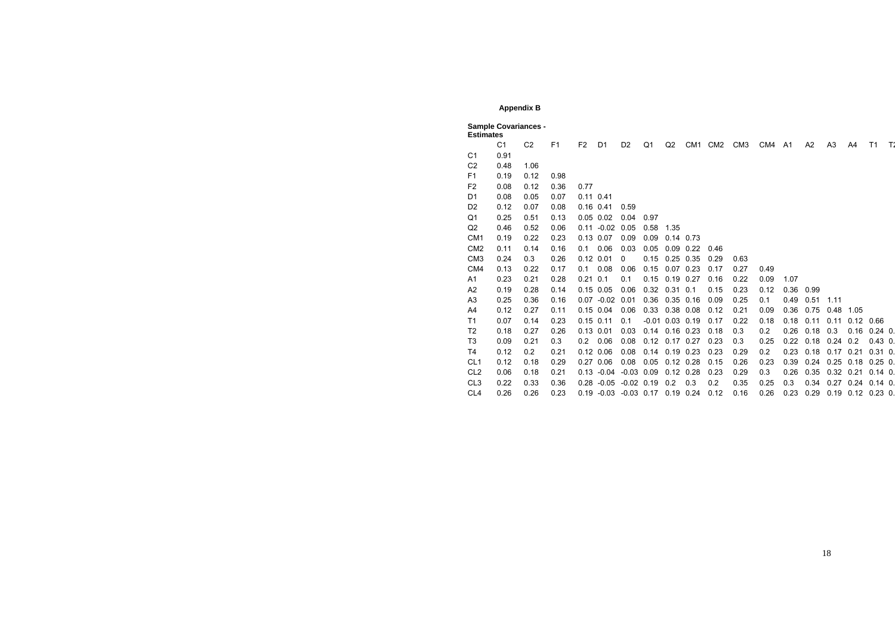**Appendix B**

**Sample Covariances - Estimates**

| | C1 | C2 | F1 | F2 | D1 | D2 | Q1 | Q2 | CM1 | CM2 | CM3 | CM4 | A1 | A2 | A3 | A4 | T1 | T |
|---|---|---|---|---|---|---|---|---|---|---|---|---|---|---|---|---|---|---|
| C1 | 0.91 | | | | | | | | | | | | | | | | | |
| C2 | 0.48 | 1.06 | | | | | | | | | | | | | | | | |
| F1 | 0.19 | 0.12 | 0.98 | | | | | | | | | | | | | | | |
| F2 | 0.08 | 0.12 | 0.36 | 0.77 | | | | | | | | | | | | | | |
| D1 | 0.08 | 0.05 | 0.07 | 0.11 | 0.41 | | | | | | | | | | | | | |
| D2 | 0.12 | 0.07 | 0.08 | 0.16 | 0.41 | 0.59 | | | | | | | | | | | | |
| Q1 | 0.25 | 0.51 | 0.13 | 0.05 | 0.02 | 0.04 | 0.97 | | | | | | | | | | | |
| Q2 | 0.46 | 0.52 | 0.06 | 0.11 | -0.02 | 0.05 | 0.58 | 1.35 | | | | | | | | | | |
| CM1 | 0.19 | 0.22 | 0.23 | 0.13 | 0.07 | 0.09 | 0.09 | 0.14 | 0.73 | | | | | | | | | |
| CM2 | 0.11 | 0.14 | 0.16 | 0.1 | 0.06 | 0.03 | 0.05 | 0.09 | 0.22 | 0.46 | | | | | | | | |
| CM3 | 0.24 | 0.3 | 0.26 | 0.12 | 0.01 | 0 | 0.15 | 0.25 | 0.35 | 0.29 | 0.63 | | | | | | | |
| CM4 | 0.13 | 0.22 | 0.17 | 0.1 | 0.08 | 0.06 | 0.15 | 0.07 | 0.23 | 0.17 | 0.27 | 0.49 | | | | | | |
| A1 | 0.23 | 0.21 | 0.28 | 0.21 | 0.1 | 0.1 | 0.15 | 0.19 | 0.27 | 0.16 | 0.22 | 0.09 | 1.07 | | | | | |
| A2 | 0.19 | 0.28 | 0.14 | 0.15 | 0.05 | 0.06 | 0.32 | 0.31 | 0.1 | 0.15 | 0.23 | 0.12 | 0.36 | 0.99 | | | | |
| A3 | 0.25 | 0.36 | 0.16 | 0.07 | -0.02 | 0.01 | 0.36 | 0.35 | 0.16 | 0.09 | 0.25 | 0.1 | 0.49 | 0.51 | 1.11 | | | |
| A4 | 0.12 | 0.27 | 0.11 | 0.15 | 0.04 | 0.06 | 0.33 | 0.38 | 0.08 | 0.12 | 0.21 | 0.09 | 0.36 | 0.75 | 0.48 | 1.05 | | |
| T1 | 0.07 | 0.14 | 0.23 | 0.15 | 0.11 | 0.1 | -0.01 | 0.03 | 0.19 | 0.17 | 0.22 | 0.18 | 0.18 | 0.11 | 0.11 | 0.12 | 0.66 | |
| T2 | 0.18 | 0.27 | 0.26 | 0.13 | 0.01 | 0.03 | 0.14 | 0.16 | 0.23 | 0.18 | 0.3 | 0.2 | 0.26 | 0.18 | 0.3 | 0.16 | 0.24 | 0. |
| T3 | 0.09 | 0.21 | 0.3 | 0.2 | 0.06 | 0.08 | 0.12 | 0.17 | 0.27 | 0.23 | 0.3 | 0.25 | 0.22 | 0.18 | 0.24 | 0.2 | 0.43 | 0. |
| T4 | 0.12 | 0.2 | 0.21 | 0.12 | 0.06 | 0.08 | 0.14 | 0.19 | 0.23 | 0.23 | 0.29 | 0.2 | 0.23 | 0.18 | 0.17 | 0.21 | 0.31 | 0. |
| CL1 | 0.12 | 0.18 | 0.29 | 0.27 | 0.06 | 0.08 | 0.05 | 0.12 | 0.28 | 0.15 | 0.26 | 0.23 | 0.39 | 0.24 | 0.25 | 0.18 | 0.25 | 0. |
| CL2 | 0.06 | 0.18 | 0.21 | 0.13 | -0.04 | -0.03 | 0.09 | 0.12 | 0.28 | 0.23 | 0.29 | 0.3 | 0.26 | 0.35 | 0.32 | 0.21 | 0.14 | 0. |
| CL3 | 0.22 | 0.33 | 0.36 | 0.28 | -0.05 | -0.02 | 0.19 | 0.2 | 0.3 | 0.2 | 0.35 | 0.25 | 0.3 | 0.34 | 0.27 | 0.24 | 0.14 | 0. |
| CL4 | 0.26 | 0.26 | 0.23 | 0.19 | -0.03 | -0.03 | 0.17 | 0.19 | 0.24 | 0.12 | 0.16 | 0.26 | 0.23 | 0.29 | 0.19 | 0.12 | 0.23 | 0. |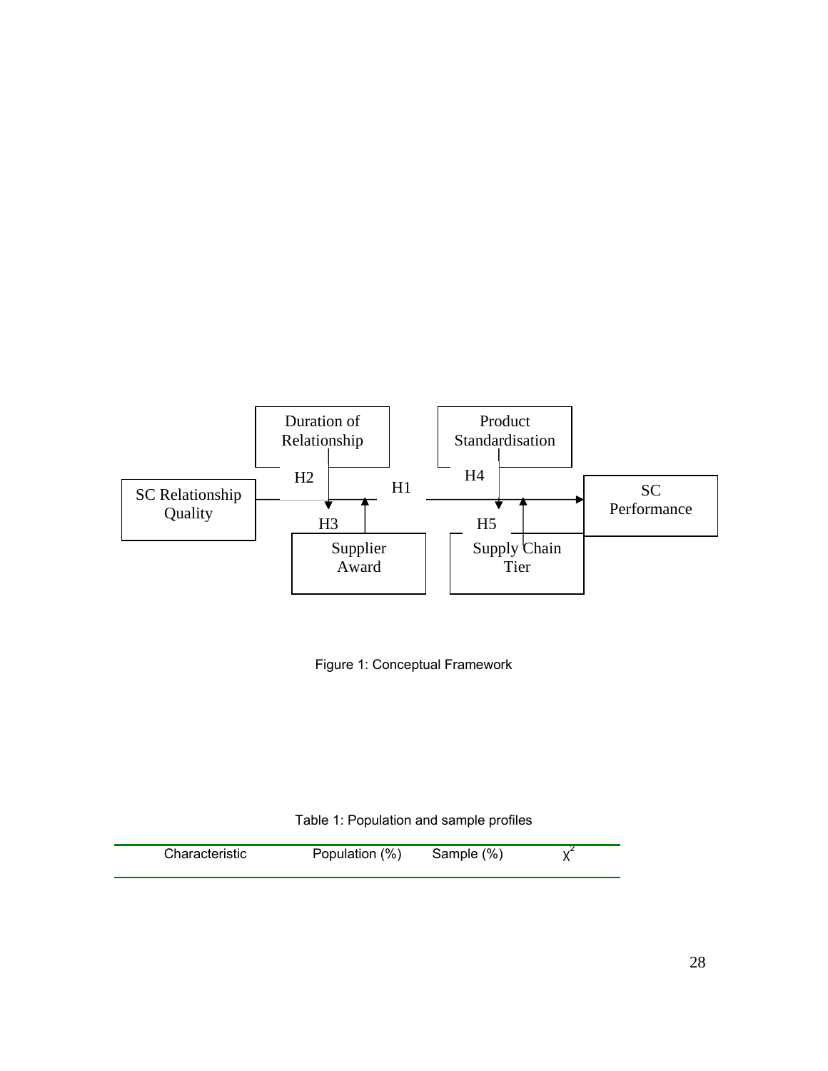Figure 1: Conceptual Framework

Table 1: Population and sample profiles

| Characteristic | Population (%) | Sample (%) | $\chi^2$ |
|---|---|---|---|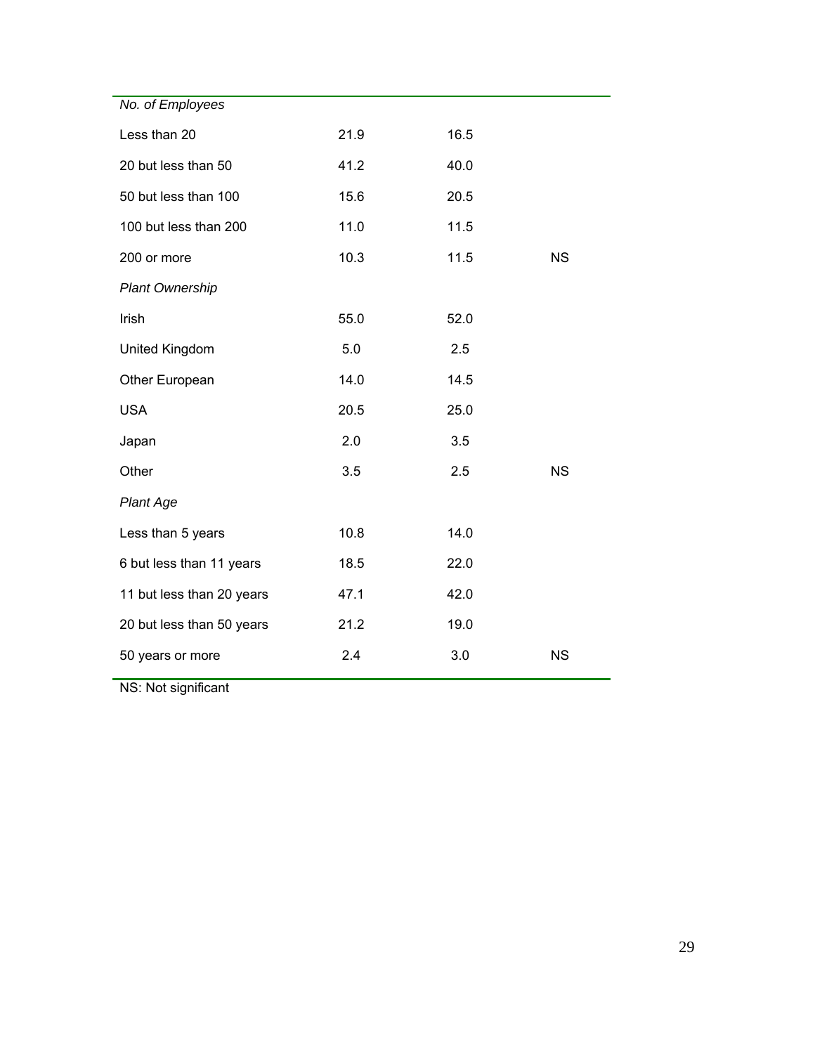| | | | |
|---|---|---|---|
| *No. of Employees* | | | |
| Less than 20 | 21.9 | 16.5 | |
| 20 but less than 50 | 41.2 | 40.0 | |
| 50 but less than 100 | 15.6 | 20.5 | |
| 100 but less than 200 | 11.0 | 11.5 | |
| 200 or more | 10.3 | 11.5 | NS |
| *Plant Ownership* | | | |
| Irish | 55.0 | 52.0 | |
| United Kingdom | 5.0 | 2.5 | |
| Other European | 14.0 | 14.5 | |
| USA | 20.5 | 25.0 | |
| Japan | 2.0 | 3.5 | |
| Other | 3.5 | 2.5 | NS |
| *Plant Age* | | | |
| Less than 5 years | 10.8 | 14.0 | |
| 6 but less than 11 years | 18.5 | 22.0 | |
| 11 but less than 20 years | 47.1 | 42.0 | |
| 20 but less than 50 years | 21.2 | 19.0 | |
| 50 years or more | 2.4 | 3.0 | NS |

NS: Not significant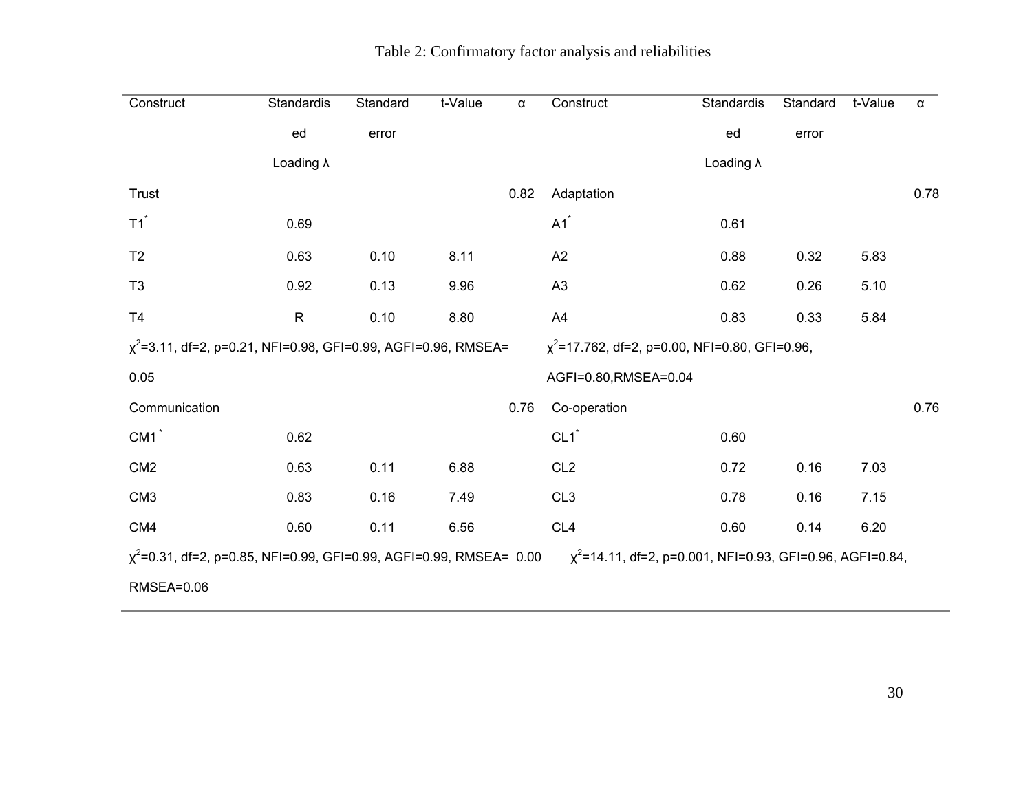Table 2: Confirmatory factor analysis and reliabilities

| Construct | Standardised Loading λ | Standard error | t-Value | α | Construct | Standardised Loading λ | Standard error | t-Value | α |
|---|---|---|---|---|---|---|---|---|---|
| Trust | | | | 0.82 | Adaptation | | | | 0.78 |
| T1* | 0.69 | | | | A1* | 0.61 | | | |
| T2 | 0.63 | 0.10 | 8.11 | | A2 | 0.88 | 0.32 | 5.83 | |
| T3 | 0.92 | 0.13 | 9.96 | | A3 | 0.62 | 0.26 | 5.10 | |
| T4 | R | 0.10 | 8.80 | | A4 | 0.83 | 0.33 | 5.84 | |
| $\chi^2$=3.11, df=2, p=0.21, NFI=0.98, GFI=0.99, AGFI=0.96, RMSEA= 0.05 | | | | | $\chi^2$=17.762, df=2, p=0.00, NFI=0.80, GFI=0.96, AGFI=0.80,RMSEA=0.04 | | | | |
| Communication | | | | 0.76 | Co-operation | | | | 0.76 |
| CM1* | 0.62 | | | | CL1* | 0.60 | | | |
| CM2 | 0.63 | 0.11 | 6.88 | | CL2 | 0.72 | 0.16 | 7.03 | |
| CM3 | 0.83 | 0.16 | 7.49 | | CL3 | 0.78 | 0.16 | 7.15 | |
| CM4 | 0.60 | 0.11 | 6.56 | | CL4 | 0.60 | 0.14 | 6.20 | |
| $\chi^2$=0.31, df=2, p=0.85, NFI=0.99, GFI=0.99, AGFI=0.99, RMSEA= 0.00 RMSEA=0.06 | | | | | $\chi^2$=14.11, df=2, p=0.001, NFI=0.93, GFI=0.96, AGFI=0.84, | | | | |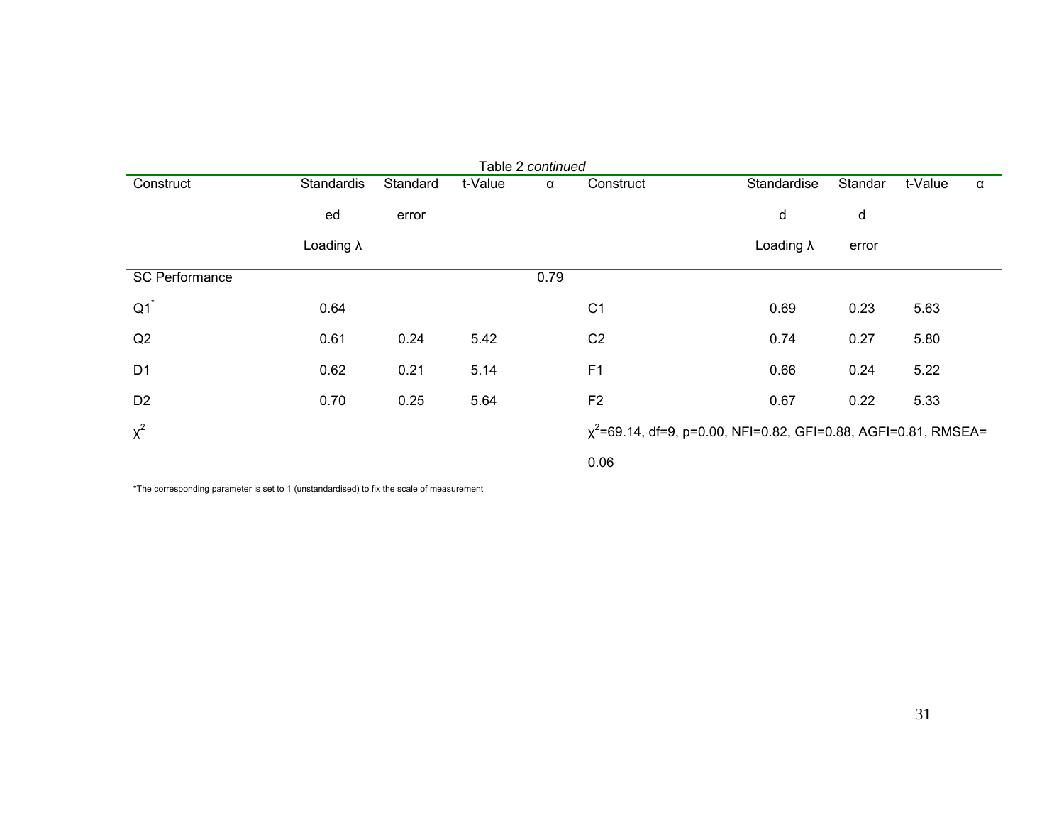Table 2 *continued*

| Construct | Standardised Loading λ | Standard error | t-Value | α | Construct | Standardised Loading λ | Standard error | t-Value | α |
|---|---|---|---|---|---|---|---|---|---|
| SC Performance | | | | 0.79 | | | | | |
| Q1* | 0.64 | | | | C1 | 0.69 | 0.23 | 5.63 | |
| Q2 | 0.61 | 0.24 | 5.42 | | C2 | 0.74 | 0.27 | 5.80 | |
| D1 | 0.62 | 0.21 | 5.14 | | F1 | 0.66 | 0.24 | 5.22 | |
| D2 | 0.70 | 0.25 | 5.64 | | F2 | 0.67 | 0.22 | 5.33 | |
| $\chi^2$ | | | | | $\chi^2$=69.14, df=9, p=0.00, NFI=0.82, GFI=0.88, AGFI=0.81, RMSEA= 0.06 | | | | |

*The corresponding parameter is set to 1 (unstandardised) to fix the scale of measurement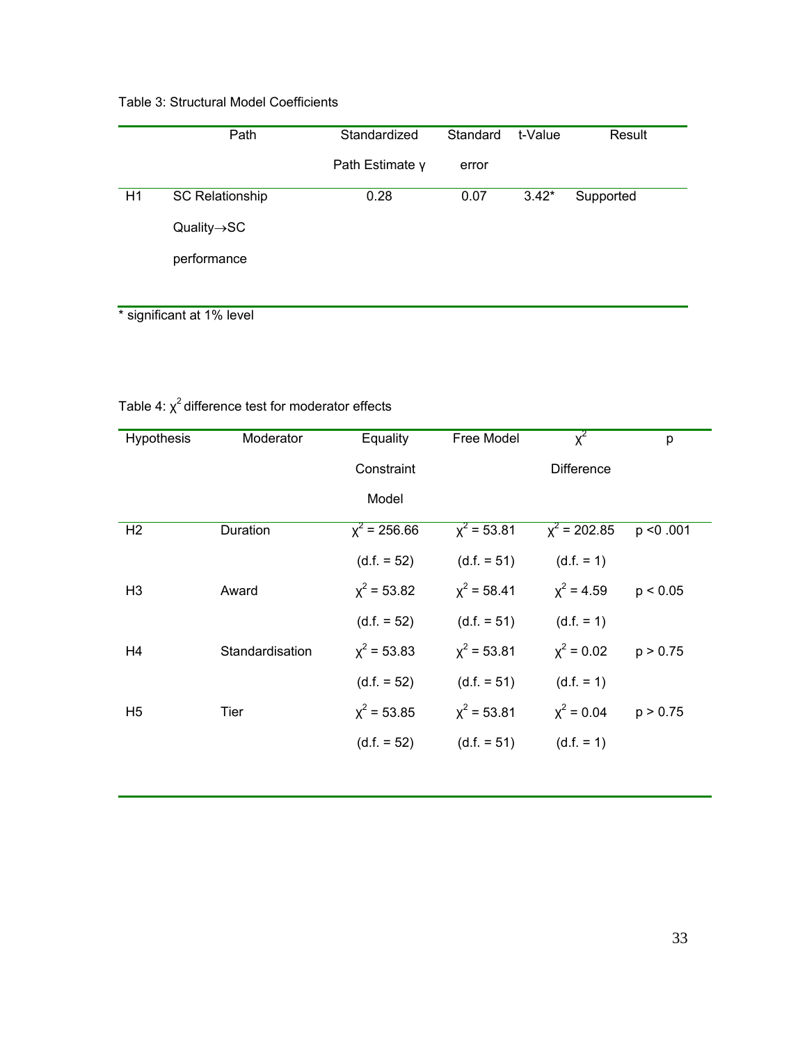Table 3: Structural Model Coefficients

| | Path | Standardized Path Estimate γ | Standard error | t-Value | Result |
|---|---|---|---|---|---|
| H1 | SC Relationship Quality→SC performance | 0.28 | 0.07 | 3.42* | Supported |

* significant at 1% level

Table 4: $\chi^2$ difference test for moderator effects

| Hypothesis | Moderator | Equality Constraint Model | Free Model | $\chi^2$ Difference | p |
|---|---|---|---|---|---|
| H2 | Duration | $\chi^2 = 256.66$ (d.f. = 52) | $\chi^2 = 53.81$ (d.f. = 51) | $\chi^2 = 202.85$ (d.f. = 1) | $p < 0.001$ |
| H3 | Award | $\chi^2 = 53.82$ (d.f. = 52) | $\chi^2 = 58.41$ (d.f. = 51) | $\chi^2 = 4.59$ (d.f. = 1) | $p < 0.05$ |
| H4 | Standardisation | $\chi^2 = 53.83$ (d.f. = 52) | $\chi^2 = 53.81$ (d.f. = 51) | $\chi^2 = 0.02$ (d.f. = 1) | $p > 0.75$ |
| H5 | Tier | $\chi^2 = 53.85$ (d.f. = 52) | $\chi^2 = 53.81$ (d.f. = 51) | $\chi^2 = 0.04$ (d.f. = 1) | $p > 0.75$ |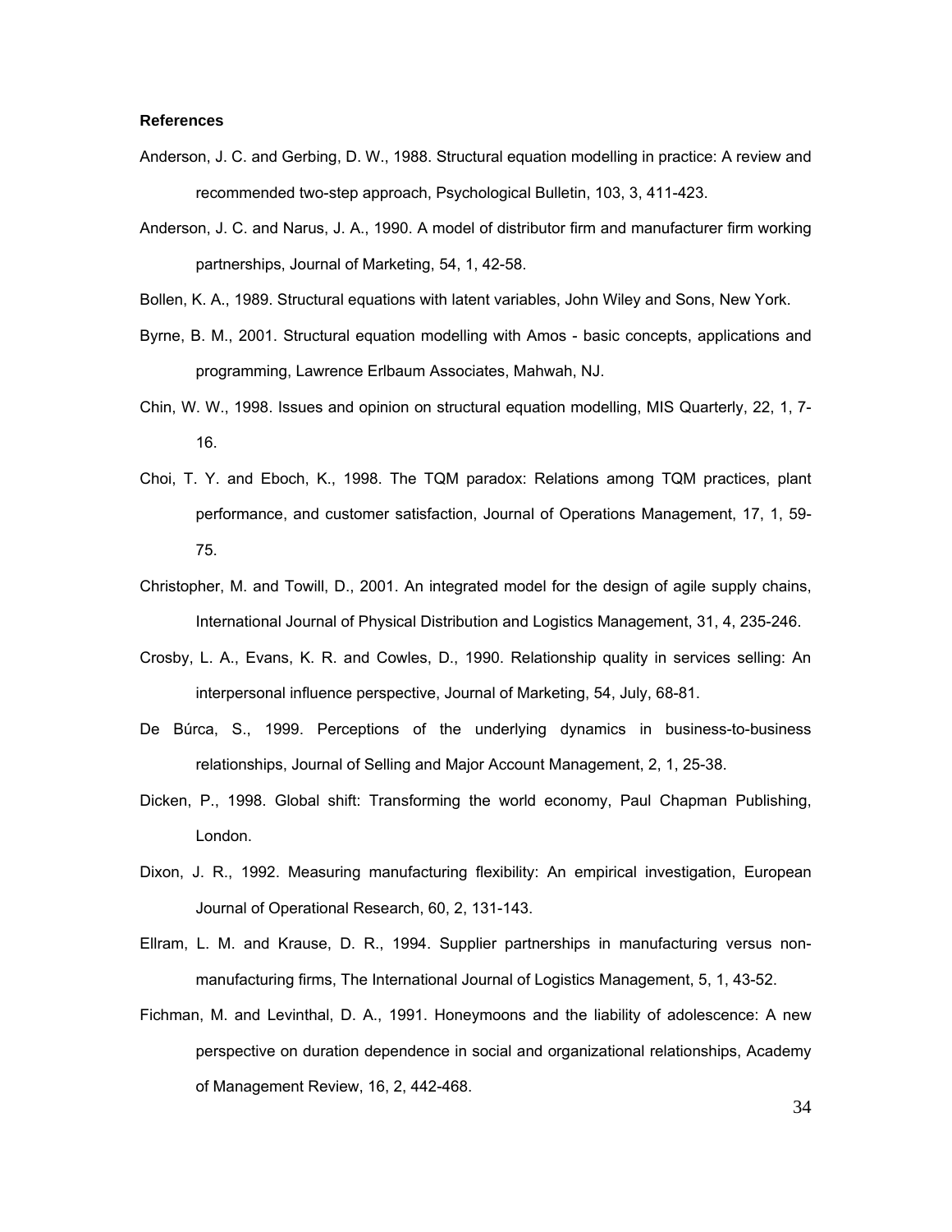**References**

Anderson, J. C. and Gerbing, D. W., 1988. Structural equation modelling in practice: A review and recommended two-step approach, Psychological Bulletin, 103, 3, 411-423.

Anderson, J. C. and Narus, J. A., 1990. A model of distributor firm and manufacturer firm working partnerships, Journal of Marketing, 54, 1, 42-58.

Bollen, K. A., 1989. Structural equations with latent variables, John Wiley and Sons, New York.

Byrne, B. M., 2001. Structural equation modelling with Amos - basic concepts, applications and programming, Lawrence Erlbaum Associates, Mahwah, NJ.

Chin, W. W., 1998. Issues and opinion on structural equation modelling, MIS Quarterly, 22, 1, 7-16.

Choi, T. Y. and Eboch, K., 1998. The TQM paradox: Relations among TQM practices, plant performance, and customer satisfaction, Journal of Operations Management, 17, 1, 59-75.

Christopher, M. and Towill, D., 2001. An integrated model for the design of agile supply chains, International Journal of Physical Distribution and Logistics Management, 31, 4, 235-246.

Crosby, L. A., Evans, K. R. and Cowles, D., 1990. Relationship quality in services selling: An interpersonal influence perspective, Journal of Marketing, 54, July, 68-81.

De Búrca, S., 1999. Perceptions of the underlying dynamics in business-to-business relationships, Journal of Selling and Major Account Management, 2, 1, 25-38.

Dicken, P., 1998. Global shift: Transforming the world economy, Paul Chapman Publishing, London.

Dixon, J. R., 1992. Measuring manufacturing flexibility: An empirical investigation, European Journal of Operational Research, 60, 2, 131-143.

Ellram, L. M. and Krause, D. R., 1994. Supplier partnerships in manufacturing versus non-manufacturing firms, The International Journal of Logistics Management, 5, 1, 43-52.

Fichman, M. and Levinthal, D. A., 1991. Honeymoons and the liability of adolescence: A new perspective on duration dependence in social and organizational relationships, Academy of Management Review, 16, 2, 442-468.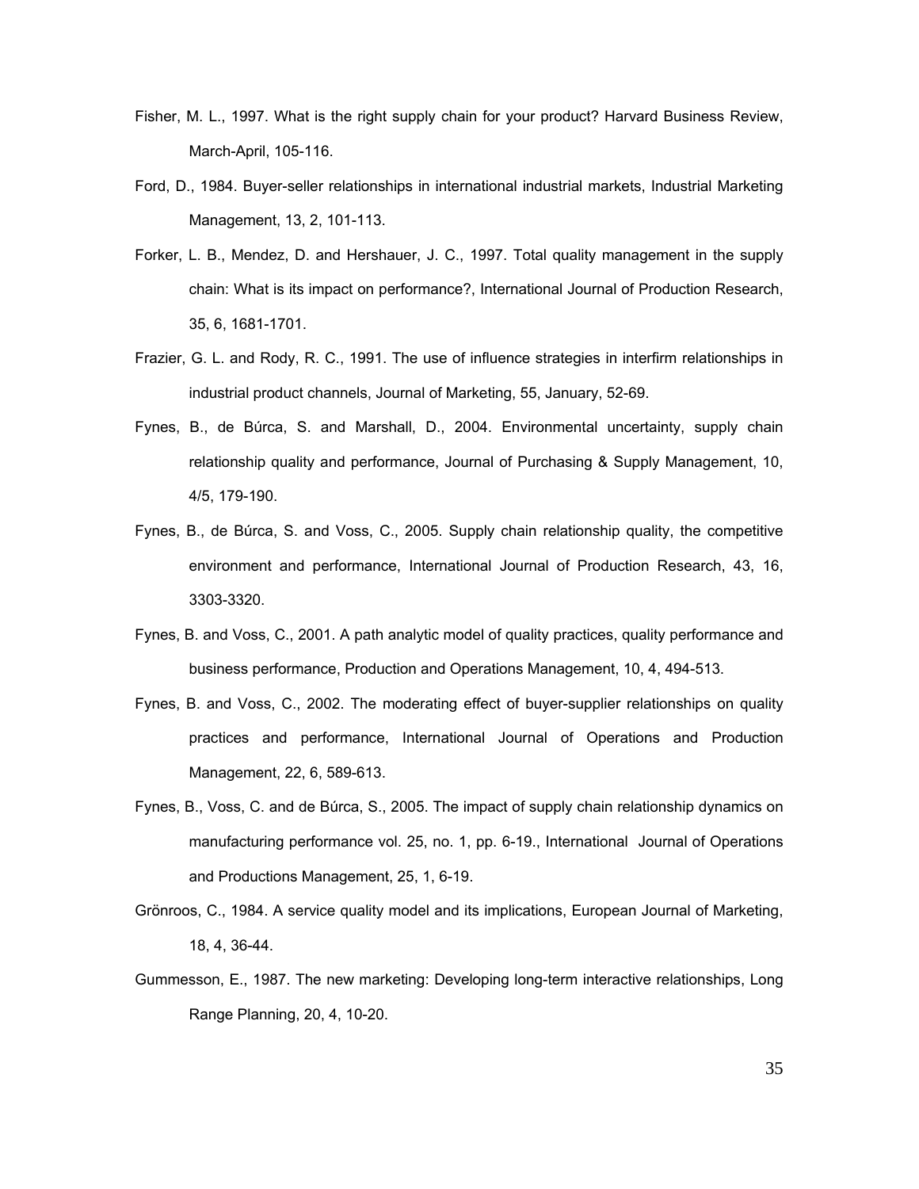Fisher, M. L., 1997. What is the right supply chain for your product? Harvard Business Review, March-April, 105-116.

Ford, D., 1984. Buyer-seller relationships in international industrial markets, Industrial Marketing Management, 13, 2, 101-113.

Forker, L. B., Mendez, D. and Hershauer, J. C., 1997. Total quality management in the supply chain: What is its impact on performance?, International Journal of Production Research, 35, 6, 1681-1701.

Frazier, G. L. and Rody, R. C., 1991. The use of influence strategies in interfirm relationships in industrial product channels, Journal of Marketing, 55, January, 52-69.

Fynes, B., de Búrca, S. and Marshall, D., 2004. Environmental uncertainty, supply chain relationship quality and performance, Journal of Purchasing & Supply Management, 10, 4/5, 179-190.

Fynes, B., de Búrca, S. and Voss, C., 2005. Supply chain relationship quality, the competitive environment and performance, International Journal of Production Research, 43, 16, 3303-3320.

Fynes, B. and Voss, C., 2001. A path analytic model of quality practices, quality performance and business performance, Production and Operations Management, 10, 4, 494-513.

Fynes, B. and Voss, C., 2002. The moderating effect of buyer-supplier relationships on quality practices and performance, International Journal of Operations and Production Management, 22, 6, 589-613.

Fynes, B., Voss, C. and de Búrca, S., 2005. The impact of supply chain relationship dynamics on manufacturing performance vol. 25, no. 1, pp. 6-19., International Journal of Operations and Productions Management, 25, 1, 6-19.

Grönroos, C., 1984. A service quality model and its implications, European Journal of Marketing, 18, 4, 36-44.

Gummesson, E., 1987. The new marketing: Developing long-term interactive relationships, Long Range Planning, 20, 4, 10-20.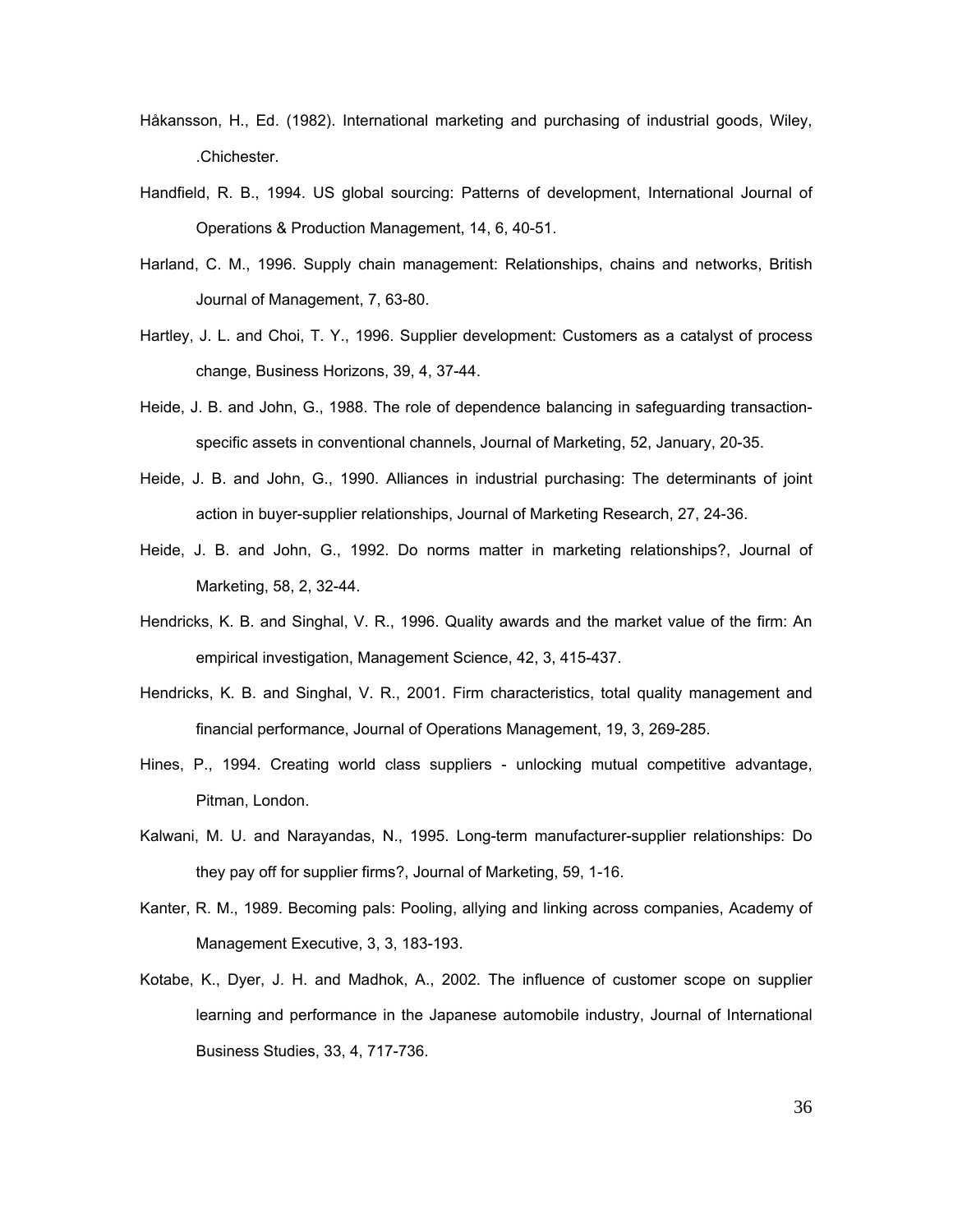Håkansson, H., Ed. (1982). International marketing and purchasing of industrial goods, Wiley, .Chichester.

Handfield, R. B., 1994. US global sourcing: Patterns of development, International Journal of Operations & Production Management, 14, 6, 40-51.

Harland, C. M., 1996. Supply chain management: Relationships, chains and networks, British Journal of Management, 7, 63-80.

Hartley, J. L. and Choi, T. Y., 1996. Supplier development: Customers as a catalyst of process change, Business Horizons, 39, 4, 37-44.

Heide, J. B. and John, G., 1988. The role of dependence balancing in safeguarding transaction-specific assets in conventional channels, Journal of Marketing, 52, January, 20-35.

Heide, J. B. and John, G., 1990. Alliances in industrial purchasing: The determinants of joint action in buyer-supplier relationships, Journal of Marketing Research, 27, 24-36.

Heide, J. B. and John, G., 1992. Do norms matter in marketing relationships?, Journal of Marketing, 58, 2, 32-44.

Hendricks, K. B. and Singhal, V. R., 1996. Quality awards and the market value of the firm: An empirical investigation, Management Science, 42, 3, 415-437.

Hendricks, K. B. and Singhal, V. R., 2001. Firm characteristics, total quality management and financial performance, Journal of Operations Management, 19, 3, 269-285.

Hines, P., 1994. Creating world class suppliers - unlocking mutual competitive advantage, Pitman, London.

Kalwani, M. U. and Narayandas, N., 1995. Long-term manufacturer-supplier relationships: Do they pay off for supplier firms?, Journal of Marketing, 59, 1-16.

Kanter, R. M., 1989. Becoming pals: Pooling, allying and linking across companies, Academy of Management Executive, 3, 3, 183-193.

Kotabe, K., Dyer, J. H. and Madhok, A., 2002. The influence of customer scope on supplier learning and performance in the Japanese automobile industry, Journal of International Business Studies, 33, 4, 717-736.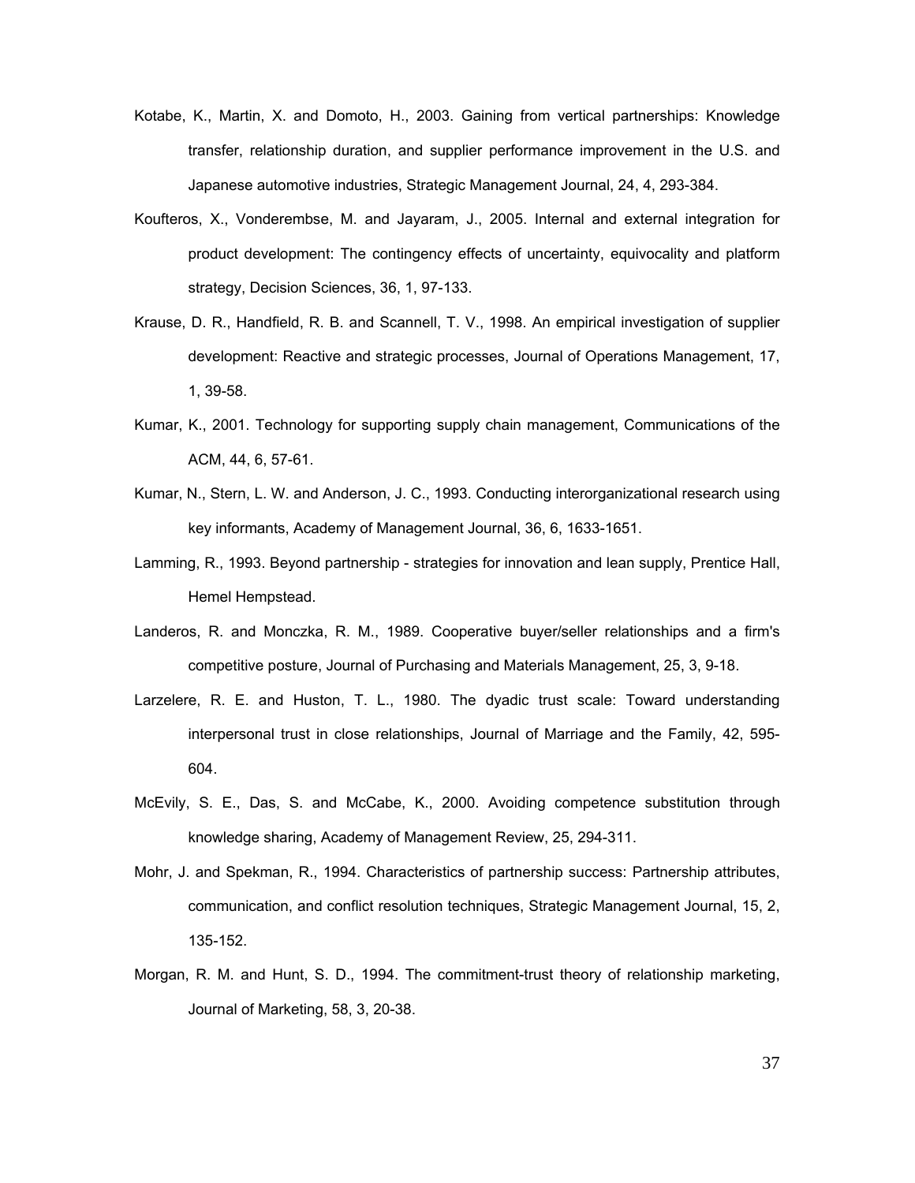Kotabe, K., Martin, X. and Domoto, H., 2003. Gaining from vertical partnerships: Knowledge transfer, relationship duration, and supplier performance improvement in the U.S. and Japanese automotive industries, Strategic Management Journal, 24, 4, 293-384.

Koufteros, X., Vonderembse, M. and Jayaram, J., 2005. Internal and external integration for product development: The contingency effects of uncertainty, equivocality and platform strategy, Decision Sciences, 36, 1, 97-133.

Krause, D. R., Handfield, R. B. and Scannell, T. V., 1998. An empirical investigation of supplier development: Reactive and strategic processes, Journal of Operations Management, 17, 1, 39-58.

Kumar, K., 2001. Technology for supporting supply chain management, Communications of the ACM, 44, 6, 57-61.

Kumar, N., Stern, L. W. and Anderson, J. C., 1993. Conducting interorganizational research using key informants, Academy of Management Journal, 36, 6, 1633-1651.

Lamming, R., 1993. Beyond partnership - strategies for innovation and lean supply, Prentice Hall, Hemel Hempstead.

Landeros, R. and Monczka, R. M., 1989. Cooperative buyer/seller relationships and a firm's competitive posture, Journal of Purchasing and Materials Management, 25, 3, 9-18.

Larzelere, R. E. and Huston, T. L., 1980. The dyadic trust scale: Toward understanding interpersonal trust in close relationships, Journal of Marriage and the Family, 42, 595-604.

McEvily, S. E., Das, S. and McCabe, K., 2000. Avoiding competence substitution through knowledge sharing, Academy of Management Review, 25, 294-311.

Mohr, J. and Spekman, R., 1994. Characteristics of partnership success: Partnership attributes, communication, and conflict resolution techniques, Strategic Management Journal, 15, 2, 135-152.

Morgan, R. M. and Hunt, S. D., 1994. The commitment-trust theory of relationship marketing, Journal of Marketing, 58, 3, 20-38.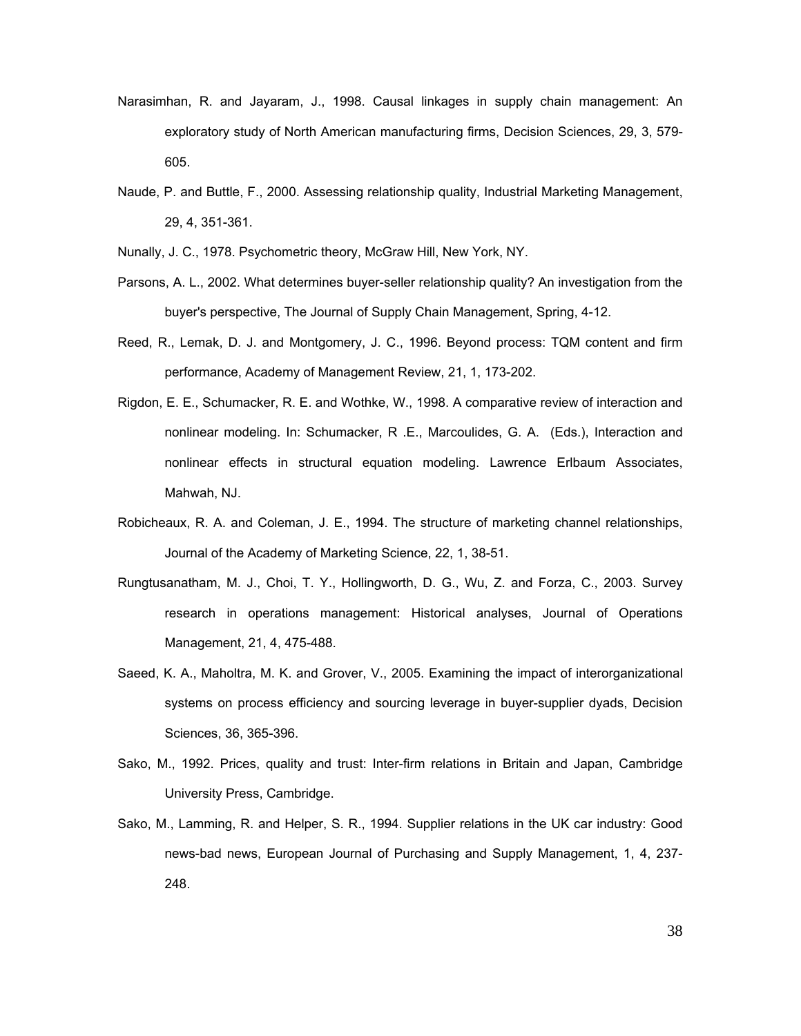Narasimhan, R. and Jayaram, J., 1998. Causal linkages in supply chain management: An exploratory study of North American manufacturing firms, Decision Sciences, 29, 3, 579-605.

Naude, P. and Buttle, F., 2000. Assessing relationship quality, Industrial Marketing Management, 29, 4, 351-361.

Nunally, J. C., 1978. Psychometric theory, McGraw Hill, New York, NY.

Parsons, A. L., 2002. What determines buyer-seller relationship quality? An investigation from the buyer's perspective, The Journal of Supply Chain Management, Spring, 4-12.

Reed, R., Lemak, D. J. and Montgomery, J. C., 1996. Beyond process: TQM content and firm performance, Academy of Management Review, 21, 1, 173-202.

Rigdon, E. E., Schumacker, R. E. and Wothke, W., 1998. A comparative review of interaction and nonlinear modeling. In: Schumacker, R .E., Marcoulides, G. A. (Eds.), Interaction and nonlinear effects in structural equation modeling. Lawrence Erlbaum Associates, Mahwah, NJ.

Robicheaux, R. A. and Coleman, J. E., 1994. The structure of marketing channel relationships, Journal of the Academy of Marketing Science, 22, 1, 38-51.

Rungtusanatham, M. J., Choi, T. Y., Hollingworth, D. G., Wu, Z. and Forza, C., 2003. Survey research in operations management: Historical analyses, Journal of Operations Management, 21, 4, 475-488.

Saeed, K. A., Maholtra, M. K. and Grover, V., 2005. Examining the impact of interorganizational systems on process efficiency and sourcing leverage in buyer-supplier dyads, Decision Sciences, 36, 365-396.

Sako, M., 1992. Prices, quality and trust: Inter-firm relations in Britain and Japan, Cambridge University Press, Cambridge.

Sako, M., Lamming, R. and Helper, S. R., 1994. Supplier relations in the UK car industry: Good news-bad news, European Journal of Purchasing and Supply Management, 1, 4, 237-248.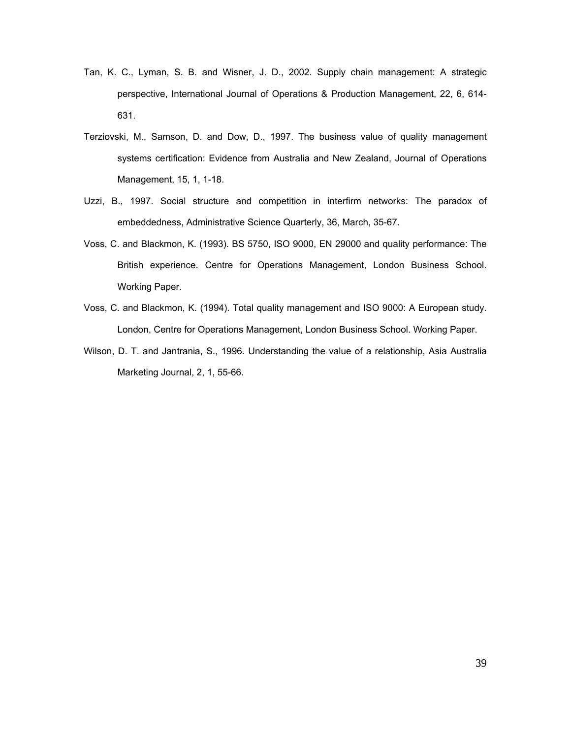Tan, K. C., Lyman, S. B. and Wisner, J. D., 2002. Supply chain management: A strategic perspective, International Journal of Operations & Production Management, 22, 6, 614-631.

Terziovski, M., Samson, D. and Dow, D., 1997. The business value of quality management systems certification: Evidence from Australia and New Zealand, Journal of Operations Management, 15, 1, 1-18.

Uzzi, B., 1997. Social structure and competition in interfirm networks: The paradox of embeddedness, Administrative Science Quarterly, 36, March, 35-67.

Voss, C. and Blackmon, K. (1993). BS 5750, ISO 9000, EN 29000 and quality performance: The British experience. Centre for Operations Management, London Business School. Working Paper.

Voss, C. and Blackmon, K. (1994). Total quality management and ISO 9000: A European study. London, Centre for Operations Management, London Business School. Working Paper.

Wilson, D. T. and Jantrania, S., 1996. Understanding the value of a relationship, Asia Australia Marketing Journal, 2, 1, 55-66.